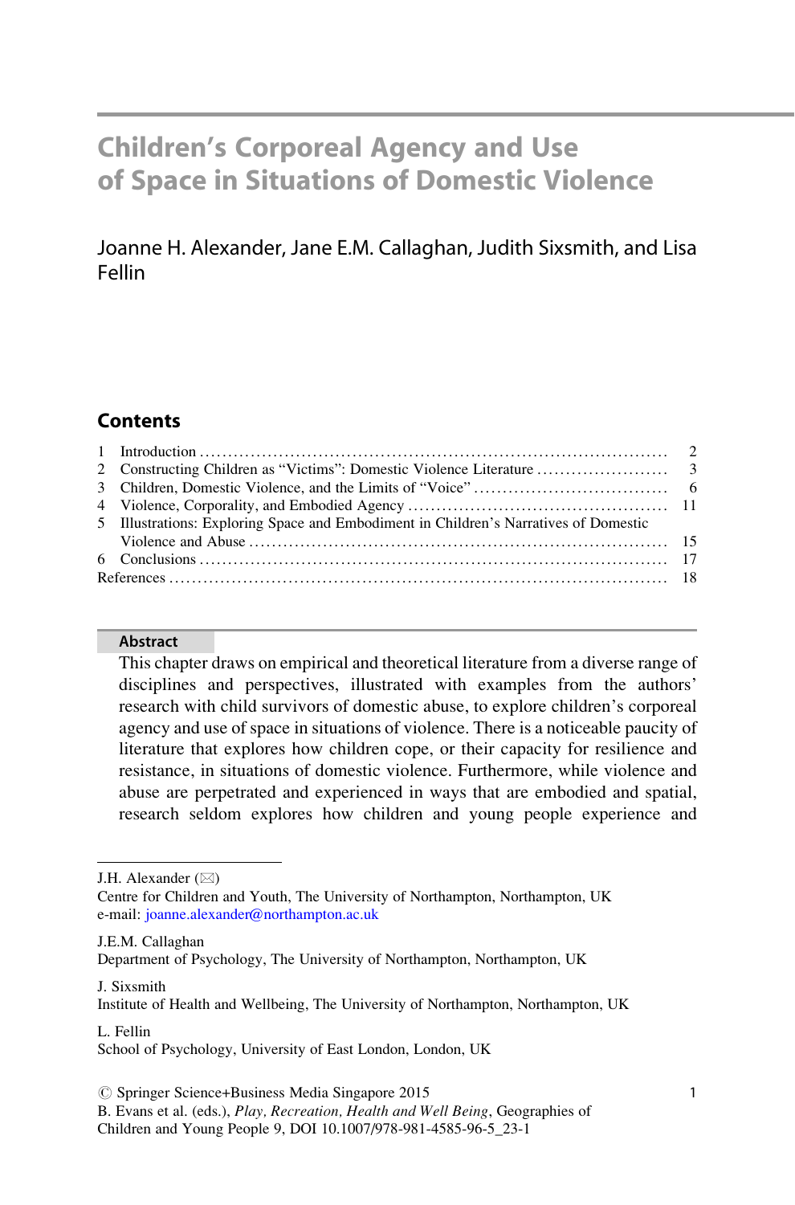# Children's Corporeal Agency and Use of Space in Situations of Domestic Violence

Joanne H. Alexander, Jane E.M. Callaghan, Judith Sixsmith, and Lisa Fellin

## Contents

| | | |
|---|---|---|
| 1 | Introduction | 2 |
| 2 | Constructing Children as "Victims": Domestic Violence Literature | 3 |
| 3 | Children, Domestic Violence, and the Limits of "Voice" | 6 |
| 4 | Violence, Corporality, and Embodied Agency | 11 |
| 5 | Illustrations: Exploring Space and Embodiment in Children's Narratives of Domestic Violence and Abuse | 15 |
| 6 | Conclusions | 17 |
| | References | 18 |

### Abstract

This chapter draws on empirical and theoretical literature from a diverse range of disciplines and perspectives, illustrated with examples from the authors' research with child survivors of domestic abuse, to explore children's corporeal agency and use of space in situations of violence. There is a noticeable paucity of literature that explores how children cope, or their capacity for resilience and resistance, in situations of domestic violence. Furthermore, while violence and abuse are perpetrated and experienced in ways that are embodied and spatial, research seldom explores how children and young people experience and

---

J.H. Alexander (✉)
Centre for Children and Youth, The University of Northampton, Northampton, UK
e-mail: joanne.alexander@northampton.ac.uk

J.E.M. Callaghan
Department of Psychology, The University of Northampton, Northampton, UK

J. Sixsmith
Institute of Health and Wellbeing, The University of Northampton, Northampton, UK

L. Fellin
School of Psychology, University of East London, London, UK

© Springer Science+Business Media Singapore 2015
B. Evans et al. (eds.), *Play, Recreation, Health and Well Being*, Geographies of Children and Young People 9, DOI 10.1007/978-981-4585-96-5_23-1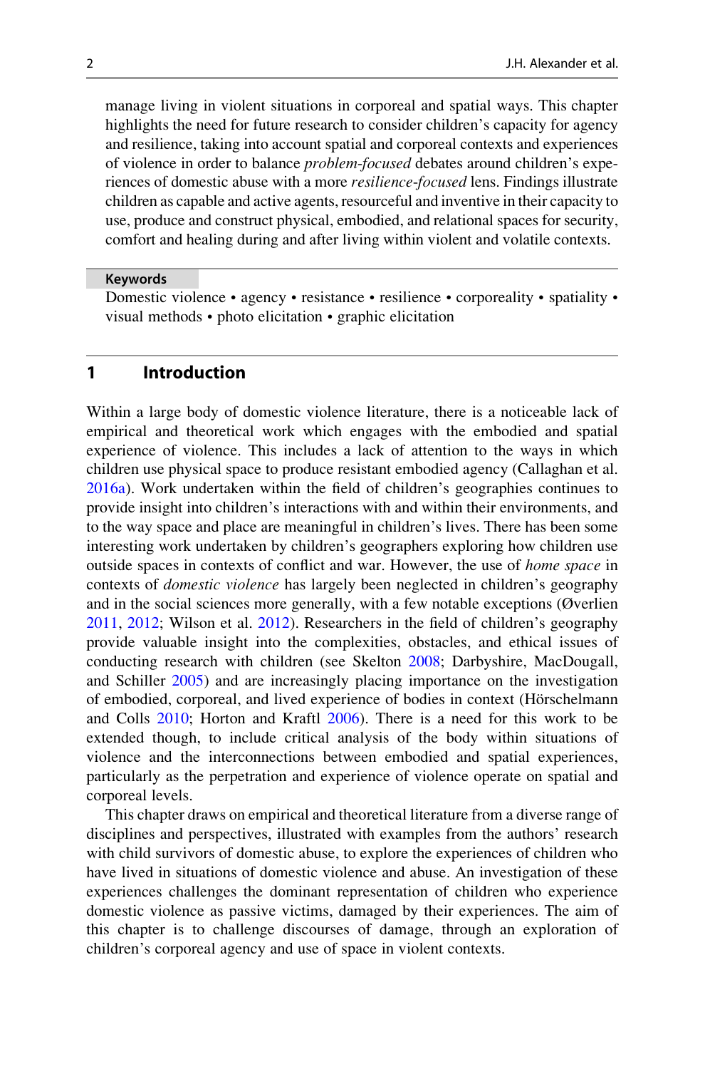manage living in violent situations in corporeal and spatial ways. This chapter highlights the need for future research to consider children's capacity for agency and resilience, taking into account spatial and corporeal contexts and experiences of violence in order to balance *problem-focused* debates around children's experiences of domestic abuse with a more *resilience-focused* lens. Findings illustrate children as capable and active agents, resourceful and inventive in their capacity to use, produce and construct physical, embodied, and relational spaces for security, comfort and healing during and after living within violent and volatile contexts.

**Keywords**

Domestic violence • agency • resistance • resilience • corporeality • spatiality • visual methods • photo elicitation • graphic elicitation

## 1 Introduction

Within a large body of domestic violence literature, there is a noticeable lack of empirical and theoretical work which engages with the embodied and spatial experience of violence. This includes a lack of attention to the ways in which children use physical space to produce resistant embodied agency (Callaghan et al. 2016a). Work undertaken within the field of children's geographies continues to provide insight into children's interactions with and within their environments, and to the way space and place are meaningful in children's lives. There has been some interesting work undertaken by children's geographers exploring how children use outside spaces in contexts of conflict and war. However, the use of *home space* in contexts of *domestic violence* has largely been neglected in children's geography and in the social sciences more generally, with a few notable exceptions (Øverlien 2011, 2012; Wilson et al. 2012). Researchers in the field of children's geography provide valuable insight into the complexities, obstacles, and ethical issues of conducting research with children (see Skelton 2008; Darbyshire, MacDougall, and Schiller 2005) and are increasingly placing importance on the investigation of embodied, corporeal, and lived experience of bodies in context (Hörschelmann and Colls 2010; Horton and Kraftl 2006). There is a need for this work to be extended though, to include critical analysis of the body within situations of violence and the interconnections between embodied and spatial experiences, particularly as the perpetration and experience of violence operate on spatial and corporeal levels.

This chapter draws on empirical and theoretical literature from a diverse range of disciplines and perspectives, illustrated with examples from the authors' research with child survivors of domestic abuse, to explore the experiences of children who have lived in situations of domestic violence and abuse. An investigation of these experiences challenges the dominant representation of children who experience domestic violence as passive victims, damaged by their experiences. The aim of this chapter is to challenge discourses of damage, through an exploration of children's corporeal agency and use of space in violent contexts.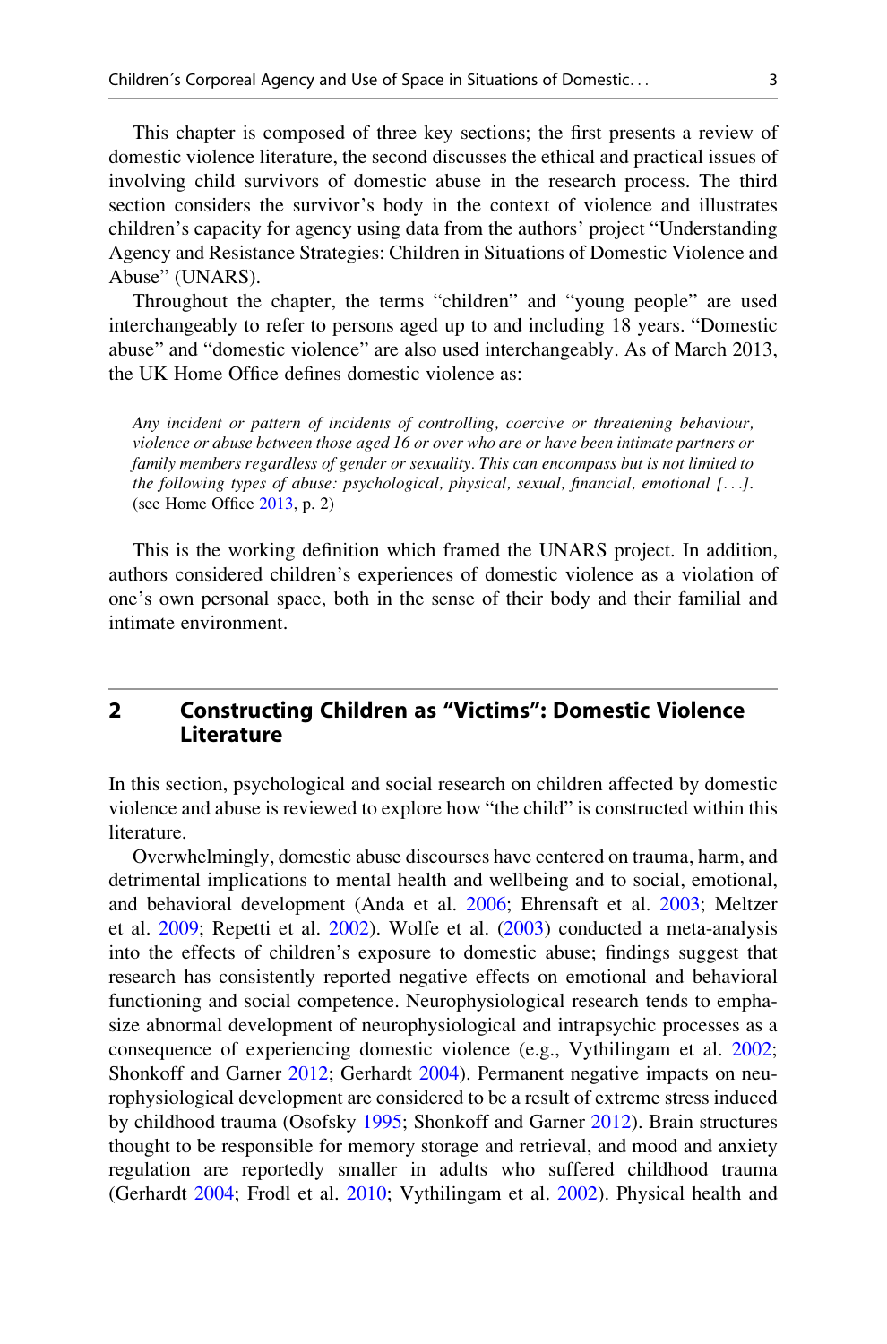This chapter is composed of three key sections; the first presents a review of domestic violence literature, the second discusses the ethical and practical issues of involving child survivors of domestic abuse in the research process. The third section considers the survivor's body in the context of violence and illustrates children's capacity for agency using data from the authors' project "Understanding Agency and Resistance Strategies: Children in Situations of Domestic Violence and Abuse" (UNARS).

Throughout the chapter, the terms "children" and "young people" are used interchangeably to refer to persons aged up to and including 18 years. "Domestic abuse" and "domestic violence" are also used interchangeably. As of March 2013, the UK Home Office defines domestic violence as:

> *Any incident or pattern of incidents of controlling, coercive or threatening behaviour, violence or abuse between those aged 16 or over who are or have been intimate partners or family members regardless of gender or sexuality. This can encompass but is not limited to the following types of abuse: psychological, physical, sexual, financial, emotional [...].* (see Home Office 2013, p. 2)

This is the working definition which framed the UNARS project. In addition, authors considered children's experiences of domestic violence as a violation of one's own personal space, both in the sense of their body and their familial and intimate environment.

## 2 Constructing Children as "Victims": Domestic Violence Literature

In this section, psychological and social research on children affected by domestic violence and abuse is reviewed to explore how "the child" is constructed within this literature.

Overwhelmingly, domestic abuse discourses have centered on trauma, harm, and detrimental implications to mental health and wellbeing and to social, emotional, and behavioral development (Anda et al. 2006; Ehrensaft et al. 2003; Meltzer et al. 2009; Repetti et al. 2002). Wolfe et al. (2003) conducted a meta-analysis into the effects of children's exposure to domestic abuse; findings suggest that research has consistently reported negative effects on emotional and behavioral functioning and social competence. Neurophysiological research tends to emphasize abnormal development of neurophysiological and intrapsychic processes as a consequence of experiencing domestic violence (e.g., Vythilingam et al. 2002; Shonkoff and Garner 2012; Gerhardt 2004). Permanent negative impacts on neurophysiological development are considered to be a result of extreme stress induced by childhood trauma (Osofsky 1995; Shonkoff and Garner 2012). Brain structures thought to be responsible for memory storage and retrieval, and mood and anxiety regulation are reportedly smaller in adults who suffered childhood trauma (Gerhardt 2004; Frodl et al. 2010; Vythilingam et al. 2002). Physical health and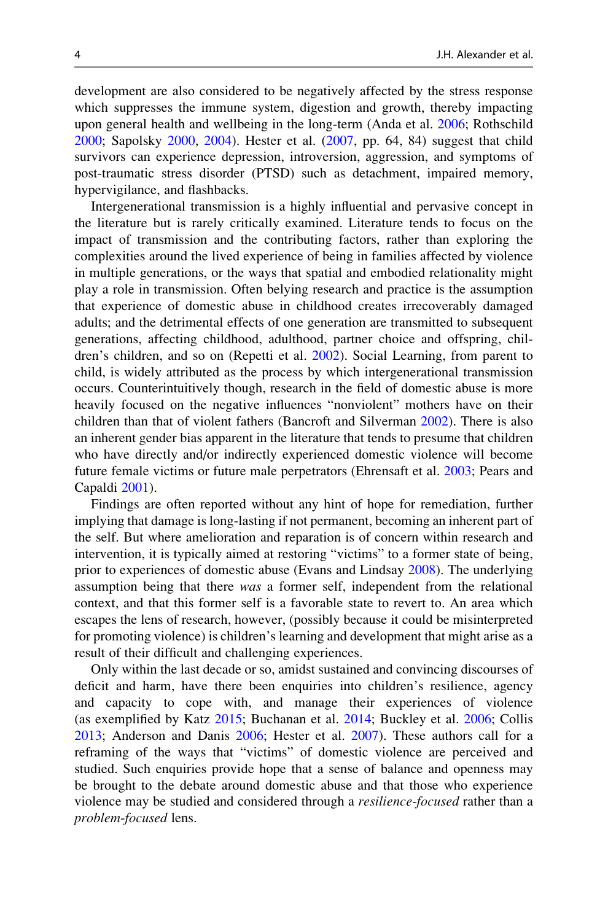development are also considered to be negatively affected by the stress response which suppresses the immune system, digestion and growth, thereby impacting upon general health and wellbeing in the long-term (Anda et al. 2006; Rothschild 2000; Sapolsky 2000, 2004). Hester et al. (2007, pp. 64, 84) suggest that child survivors can experience depression, introversion, aggression, and symptoms of post-traumatic stress disorder (PTSD) such as detachment, impaired memory, hypervigilance, and flashbacks.

Intergenerational transmission is a highly influential and pervasive concept in the literature but is rarely critically examined. Literature tends to focus on the impact of transmission and the contributing factors, rather than exploring the complexities around the lived experience of being in families affected by violence in multiple generations, or the ways that spatial and embodied relationality might play a role in transmission. Often belying research and practice is the assumption that experience of domestic abuse in childhood creates irrecoverably damaged adults; and the detrimental effects of one generation are transmitted to subsequent generations, affecting childhood, adulthood, partner choice and offspring, children's children, and so on (Repetti et al. 2002). Social Learning, from parent to child, is widely attributed as the process by which intergenerational transmission occurs. Counterintuitively though, research in the field of domestic abuse is more heavily focused on the negative influences "nonviolent" mothers have on their children than that of violent fathers (Bancroft and Silverman 2002). There is also an inherent gender bias apparent in the literature that tends to presume that children who have directly and/or indirectly experienced domestic violence will become future female victims or future male perpetrators (Ehrensaft et al. 2003; Pears and Capaldi 2001).

Findings are often reported without any hint of hope for remediation, further implying that damage is long-lasting if not permanent, becoming an inherent part of the self. But where amelioration and reparation is of concern within research and intervention, it is typically aimed at restoring "victims" to a former state of being, prior to experiences of domestic abuse (Evans and Lindsay 2008). The underlying assumption being that there *was* a former self, independent from the relational context, and that this former self is a favorable state to revert to. An area which escapes the lens of research, however, (possibly because it could be misinterpreted for promoting violence) is children's learning and development that might arise as a result of their difficult and challenging experiences.

Only within the last decade or so, amidst sustained and convincing discourses of deficit and harm, have there been enquiries into children's resilience, agency and capacity to cope with, and manage their experiences of violence (as exemplified by Katz 2015; Buchanan et al. 2014; Buckley et al. 2006; Collis 2013; Anderson and Danis 2006; Hester et al. 2007). These authors call for a reframing of the ways that "victims" of domestic violence are perceived and studied. Such enquiries provide hope that a sense of balance and openness may be brought to the debate around domestic abuse and that those who experience violence may be studied and considered through a *resilience-focused* rather than a *problem-focused* lens.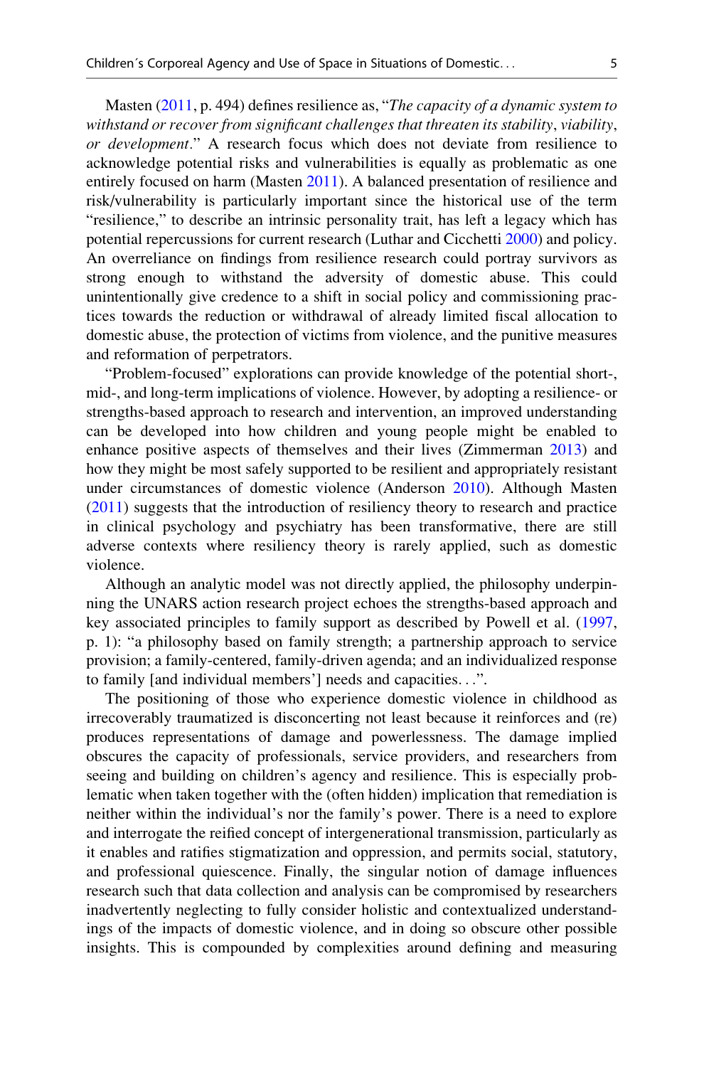Masten (2011, p. 494) defines resilience as, "*The capacity of a dynamic system to withstand or recover from significant challenges that threaten its stability, viability, or development*." A research focus which does not deviate from resilience to acknowledge potential risks and vulnerabilities is equally as problematic as one entirely focused on harm (Masten 2011). A balanced presentation of resilience and risk/vulnerability is particularly important since the historical use of the term "resilience," to describe an intrinsic personality trait, has left a legacy which has potential repercussions for current research (Luthar and Cicchetti 2000) and policy. An overreliance on findings from resilience research could portray survivors as strong enough to withstand the adversity of domestic abuse. This could unintentionally give credence to a shift in social policy and commissioning practices towards the reduction or withdrawal of already limited fiscal allocation to domestic abuse, the protection of victims from violence, and the punitive measures and reformation of perpetrators.

"Problem-focused" explorations can provide knowledge of the potential short-, mid-, and long-term implications of violence. However, by adopting a resilience- or strengths-based approach to research and intervention, an improved understanding can be developed into how children and young people might be enabled to enhance positive aspects of themselves and their lives (Zimmerman 2013) and how they might be most safely supported to be resilient and appropriately resistant under circumstances of domestic violence (Anderson 2010). Although Masten (2011) suggests that the introduction of resiliency theory to research and practice in clinical psychology and psychiatry has been transformative, there are still adverse contexts where resiliency theory is rarely applied, such as domestic violence.

Although an analytic model was not directly applied, the philosophy underpinning the UNARS action research project echoes the strengths-based approach and key associated principles to family support as described by Powell et al. (1997, p. 1): "a philosophy based on family strength; a partnership approach to service provision; a family-centered, family-driven agenda; and an individualized response to family [and individual members'] needs and capacities…".

The positioning of those who experience domestic violence in childhood as irrecoverably traumatized is disconcerting not least because it reinforces and (re) produces representations of damage and powerlessness. The damage implied obscures the capacity of professionals, service providers, and researchers from seeing and building on children's agency and resilience. This is especially problematic when taken together with the (often hidden) implication that remediation is neither within the individual's nor the family's power. There is a need to explore and interrogate the reified concept of intergenerational transmission, particularly as it enables and ratifies stigmatization and oppression, and permits social, statutory, and professional quiescence. Finally, the singular notion of damage influences research such that data collection and analysis can be compromised by researchers inadvertently neglecting to fully consider holistic and contextualized understandings of the impacts of domestic violence, and in doing so obscure other possible insights. This is compounded by complexities around defining and measuring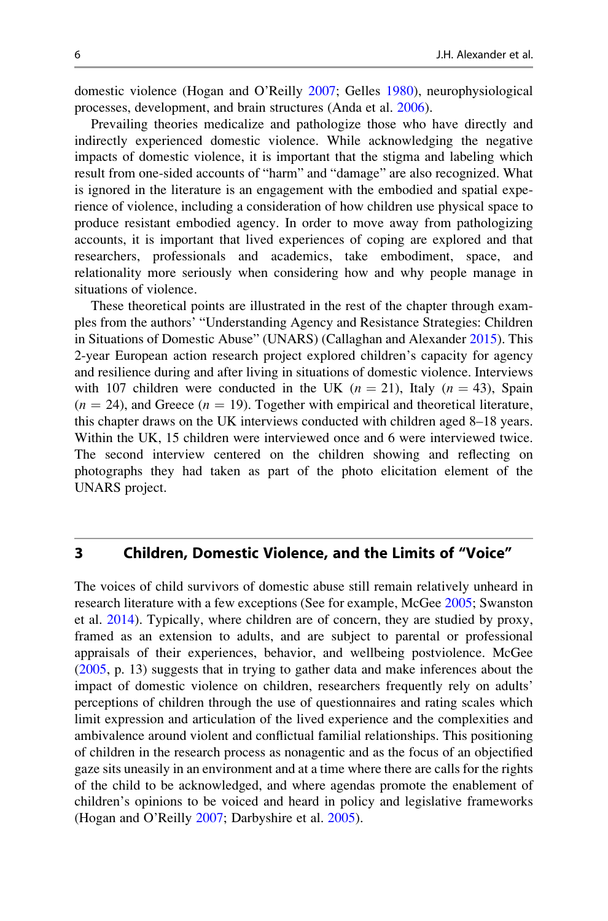domestic violence (Hogan and O'Reilly 2007; Gelles 1980), neurophysiological processes, development, and brain structures (Anda et al. 2006).

Prevailing theories medicalize and pathologize those who have directly and indirectly experienced domestic violence. While acknowledging the negative impacts of domestic violence, it is important that the stigma and labeling which result from one-sided accounts of "harm" and "damage" are also recognized. What is ignored in the literature is an engagement with the embodied and spatial experience of violence, including a consideration of how children use physical space to produce resistant embodied agency. In order to move away from pathologizing accounts, it is important that lived experiences of coping are explored and that researchers, professionals and academics, take embodiment, space, and relationality more seriously when considering how and why people manage in situations of violence.

These theoretical points are illustrated in the rest of the chapter through examples from the authors' "Understanding Agency and Resistance Strategies: Children in Situations of Domestic Abuse" (UNARS) (Callaghan and Alexander 2015). This 2-year European action research project explored children's capacity for agency and resilience during and after living in situations of domestic violence. Interviews with 107 children were conducted in the UK ($n = 21$), Italy ($n = 43$), Spain ($n = 24$), and Greece ($n = 19$). Together with empirical and theoretical literature, this chapter draws on the UK interviews conducted with children aged 8–18 years. Within the UK, 15 children were interviewed once and 6 were interviewed twice. The second interview centered on the children showing and reflecting on photographs they had taken as part of the photo elicitation element of the UNARS project.

## 3 Children, Domestic Violence, and the Limits of "Voice"

The voices of child survivors of domestic abuse still remain relatively unheard in research literature with a few exceptions (See for example, McGee 2005; Swanston et al. 2014). Typically, where children are of concern, they are studied by proxy, framed as an extension to adults, and are subject to parental or professional appraisals of their experiences, behavior, and wellbeing postviolence. McGee (2005, p. 13) suggests that in trying to gather data and make inferences about the impact of domestic violence on children, researchers frequently rely on adults' perceptions of children through the use of questionnaires and rating scales which limit expression and articulation of the lived experience and the complexities and ambivalence around violent and conflictual familial relationships. This positioning of children in the research process as nonagentic and as the focus of an objectified gaze sits uneasily in an environment and at a time where there are calls for the rights of the child to be acknowledged, and where agendas promote the enablement of children's opinions to be voiced and heard in policy and legislative frameworks (Hogan and O'Reilly 2007; Darbyshire et al. 2005).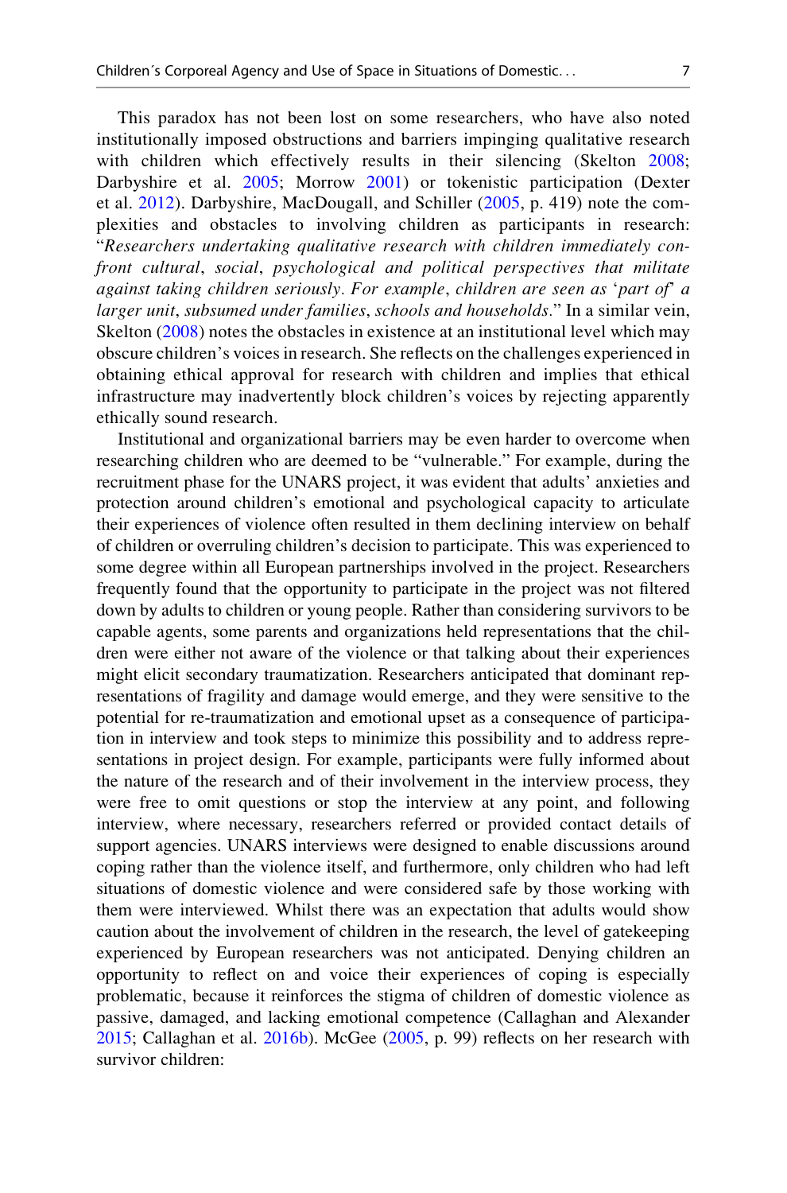This paradox has not been lost on some researchers, who have also noted institutionally imposed obstructions and barriers impinging qualitative research with children which effectively results in their silencing (Skelton 2008; Darbyshire et al. 2005; Morrow 2001) or tokenistic participation (Dexter et al. 2012). Darbyshire, MacDougall, and Schiller (2005, p. 419) note the complexities and obstacles to involving children as participants in research: "*Researchers undertaking qualitative research with children immediately confront cultural, social, psychological and political perspectives that militate against taking children seriously. For example, children are seen as 'part of' a larger unit, subsumed under families, schools and households.*" In a similar vein, Skelton (2008) notes the obstacles in existence at an institutional level which may obscure children's voices in research. She reflects on the challenges experienced in obtaining ethical approval for research with children and implies that ethical infrastructure may inadvertently block children's voices by rejecting apparently ethically sound research.

Institutional and organizational barriers may be even harder to overcome when researching children who are deemed to be "vulnerable." For example, during the recruitment phase for the UNARS project, it was evident that adults' anxieties and protection around children's emotional and psychological capacity to articulate their experiences of violence often resulted in them declining interview on behalf of children or overruling children's decision to participate. This was experienced to some degree within all European partnerships involved in the project. Researchers frequently found that the opportunity to participate in the project was not filtered down by adults to children or young people. Rather than considering survivors to be capable agents, some parents and organizations held representations that the children were either not aware of the violence or that talking about their experiences might elicit secondary traumatization. Researchers anticipated that dominant representations of fragility and damage would emerge, and they were sensitive to the potential for re-traumatization and emotional upset as a consequence of participation in interview and took steps to minimize this possibility and to address representations in project design. For example, participants were fully informed about the nature of the research and of their involvement in the interview process, they were free to omit questions or stop the interview at any point, and following interview, where necessary, researchers referred or provided contact details of support agencies. UNARS interviews were designed to enable discussions around coping rather than the violence itself, and furthermore, only children who had left situations of domestic violence and were considered safe by those working with them were interviewed. Whilst there was an expectation that adults would show caution about the involvement of children in the research, the level of gatekeeping experienced by European researchers was not anticipated. Denying children an opportunity to reflect on and voice their experiences of coping is especially problematic, because it reinforces the stigma of children of domestic violence as passive, damaged, and lacking emotional competence (Callaghan and Alexander 2015; Callaghan et al. 2016b). McGee (2005, p. 99) reflects on her research with survivor children: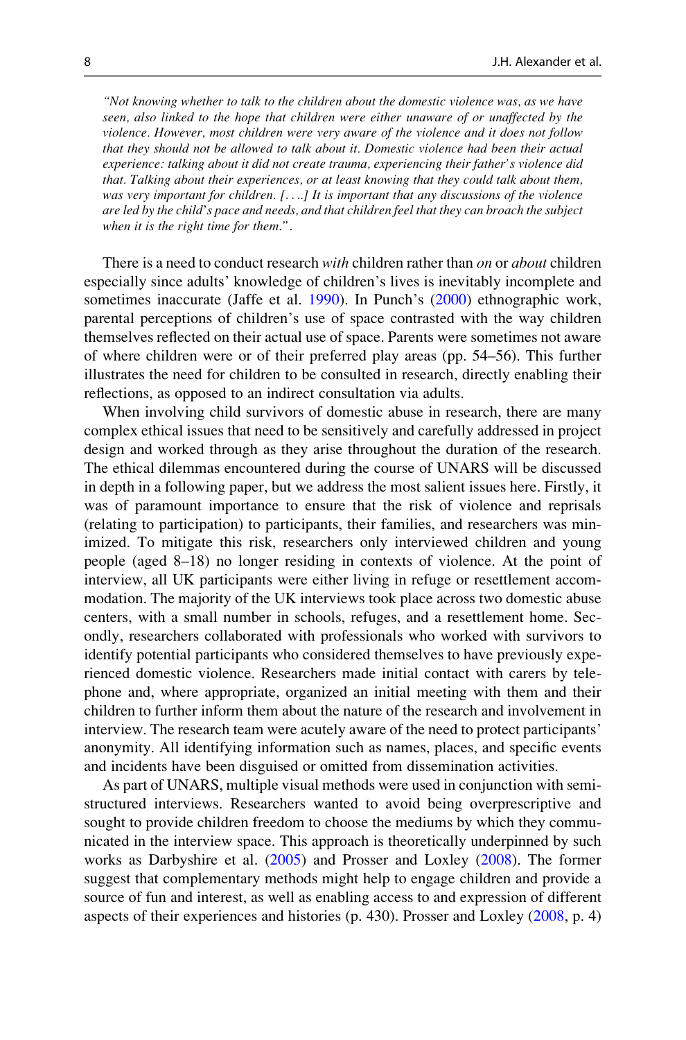> *"Not knowing whether to talk to the children about the domestic violence was, as we have seen, also linked to the hope that children were either unaware of or unaffected by the violence. However, most children were very aware of the violence and it does not follow that they should not be allowed to talk about it. Domestic violence had been their actual experience: talking about it did not create trauma, experiencing their father's violence did that. Talking about their experiences, or at least knowing that they could talk about them, was very important for children. [. . ..] It is important that any discussions of the violence are led by the child's pace and needs, and that children feel that they can broach the subject when it is the right time for them."*.

There is a need to conduct research *with* children rather than *on* or *about* children especially since adults' knowledge of children's lives is inevitably incomplete and sometimes inaccurate (Jaffe et al. 1990). In Punch's (2000) ethnographic work, parental perceptions of children's use of space contrasted with the way children themselves reflected on their actual use of space. Parents were sometimes not aware of where children were or of their preferred play areas (pp. 54–56). This further illustrates the need for children to be consulted in research, directly enabling their reflections, as opposed to an indirect consultation via adults.

When involving child survivors of domestic abuse in research, there are many complex ethical issues that need to be sensitively and carefully addressed in project design and worked through as they arise throughout the duration of the research. The ethical dilemmas encountered during the course of UNARS will be discussed in depth in a following paper, but we address the most salient issues here. Firstly, it was of paramount importance to ensure that the risk of violence and reprisals (relating to participation) to participants, their families, and researchers was minimized. To mitigate this risk, researchers only interviewed children and young people (aged 8–18) no longer residing in contexts of violence. At the point of interview, all UK participants were either living in refuge or resettlement accommodation. The majority of the UK interviews took place across two domestic abuse centers, with a small number in schools, refuges, and a resettlement home. Secondly, researchers collaborated with professionals who worked with survivors to identify potential participants who considered themselves to have previously experienced domestic violence. Researchers made initial contact with carers by telephone and, where appropriate, organized an initial meeting with them and their children to further inform them about the nature of the research and involvement in interview. The research team were acutely aware of the need to protect participants' anonymity. All identifying information such as names, places, and specific events and incidents have been disguised or omitted from dissemination activities.

As part of UNARS, multiple visual methods were used in conjunction with semi-structured interviews. Researchers wanted to avoid being overprescriptive and sought to provide children freedom to choose the mediums by which they communicated in the interview space. This approach is theoretically underpinned by such works as Darbyshire et al. (2005) and Prosser and Loxley (2008). The former suggest that complementary methods might help to engage children and provide a source of fun and interest, as well as enabling access to and expression of different aspects of their experiences and histories (p. 430). Prosser and Loxley (2008, p. 4)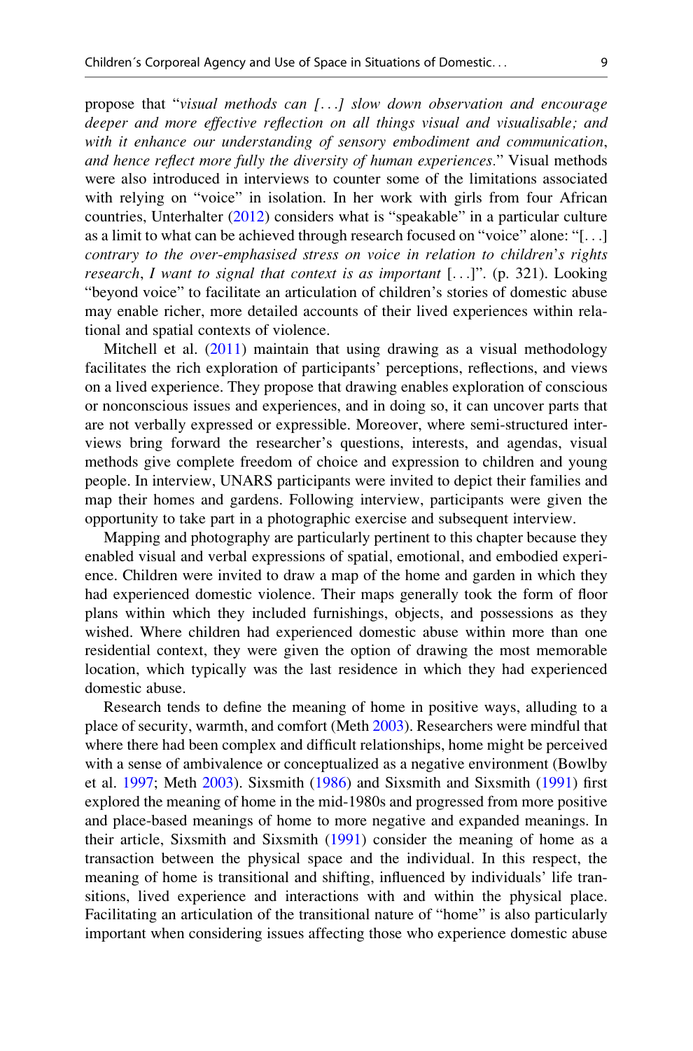propose that "*visual methods can [...] slow down observation and encourage deeper and more effective reflection on all things visual and visualisable; and with it enhance our understanding of sensory embodiment and communication, and hence reflect more fully the diversity of human experiences*." Visual methods were also introduced in interviews to counter some of the limitations associated with relying on "voice" in isolation. In her work with girls from four African countries, Unterhalter (2012) considers what is "speakable" in a particular culture as a limit to what can be achieved through research focused on "voice" alone: "[...] *contrary to the over-emphasised stress on voice in relation to children's rights research, I want to signal that context is as important* [...]". (p. 321). Looking "beyond voice" to facilitate an articulation of children's stories of domestic abuse may enable richer, more detailed accounts of their lived experiences within relational and spatial contexts of violence.

Mitchell et al. (2011) maintain that using drawing as a visual methodology facilitates the rich exploration of participants' perceptions, reflections, and views on a lived experience. They propose that drawing enables exploration of conscious or nonconscious issues and experiences, and in doing so, it can uncover parts that are not verbally expressed or expressible. Moreover, where semi-structured interviews bring forward the researcher's questions, interests, and agendas, visual methods give complete freedom of choice and expression to children and young people. In interview, UNARS participants were invited to depict their families and map their homes and gardens. Following interview, participants were given the opportunity to take part in a photographic exercise and subsequent interview.

Mapping and photography are particularly pertinent to this chapter because they enabled visual and verbal expressions of spatial, emotional, and embodied experience. Children were invited to draw a map of the home and garden in which they had experienced domestic violence. Their maps generally took the form of floor plans within which they included furnishings, objects, and possessions as they wished. Where children had experienced domestic abuse within more than one residential context, they were given the option of drawing the most memorable location, which typically was the last residence in which they had experienced domestic abuse.

Research tends to define the meaning of home in positive ways, alluding to a place of security, warmth, and comfort (Meth 2003). Researchers were mindful that where there had been complex and difficult relationships, home might be perceived with a sense of ambivalence or conceptualized as a negative environment (Bowlby et al. 1997; Meth 2003). Sixsmith (1986) and Sixsmith and Sixsmith (1991) first explored the meaning of home in the mid-1980s and progressed from more positive and place-based meanings of home to more negative and expanded meanings. In their article, Sixsmith and Sixsmith (1991) consider the meaning of home as a transaction between the physical space and the individual. In this respect, the meaning of home is transitional and shifting, influenced by individuals' life transitions, lived experience and interactions with and within the physical place. Facilitating an articulation of the transitional nature of "home" is also particularly important when considering issues affecting those who experience domestic abuse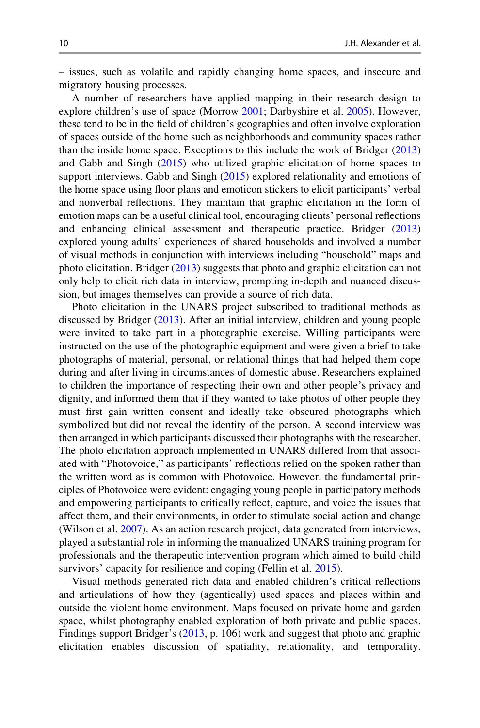– issues, such as volatile and rapidly changing home spaces, and insecure and migratory housing processes.

A number of researchers have applied mapping in their research design to explore children's use of space (Morrow 2001; Darbyshire et al. 2005). However, these tend to be in the field of children's geographies and often involve exploration of spaces outside of the home such as neighborhoods and community spaces rather than the inside home space. Exceptions to this include the work of Bridger (2013) and Gabb and Singh (2015) who utilized graphic elicitation of home spaces to support interviews. Gabb and Singh (2015) explored relationality and emotions of the home space using floor plans and emoticon stickers to elicit participants' verbal and nonverbal reflections. They maintain that graphic elicitation in the form of emotion maps can be a useful clinical tool, encouraging clients' personal reflections and enhancing clinical assessment and therapeutic practice. Bridger (2013) explored young adults' experiences of shared households and involved a number of visual methods in conjunction with interviews including "household" maps and photo elicitation. Bridger (2013) suggests that photo and graphic elicitation can not only help to elicit rich data in interview, prompting in-depth and nuanced discussion, but images themselves can provide a source of rich data.

Photo elicitation in the UNARS project subscribed to traditional methods as discussed by Bridger (2013). After an initial interview, children and young people were invited to take part in a photographic exercise. Willing participants were instructed on the use of the photographic equipment and were given a brief to take photographs of material, personal, or relational things that had helped them cope during and after living in circumstances of domestic abuse. Researchers explained to children the importance of respecting their own and other people's privacy and dignity, and informed them that if they wanted to take photos of other people they must first gain written consent and ideally take obscured photographs which symbolized but did not reveal the identity of the person. A second interview was then arranged in which participants discussed their photographs with the researcher. The photo elicitation approach implemented in UNARS differed from that associated with "Photovoice," as participants' reflections relied on the spoken rather than the written word as is common with Photovoice. However, the fundamental principles of Photovoice were evident: engaging young people in participatory methods and empowering participants to critically reflect, capture, and voice the issues that affect them, and their environments, in order to stimulate social action and change (Wilson et al. 2007). As an action research project, data generated from interviews, played a substantial role in informing the manualized UNARS training program for professionals and the therapeutic intervention program which aimed to build child survivors' capacity for resilience and coping (Fellin et al. 2015).

Visual methods generated rich data and enabled children's critical reflections and articulations of how they (agentically) used spaces and places within and outside the violent home environment. Maps focused on private home and garden space, whilst photography enabled exploration of both private and public spaces. Findings support Bridger's (2013, p. 106) work and suggest that photo and graphic elicitation enables discussion of spatiality, relationality, and temporality.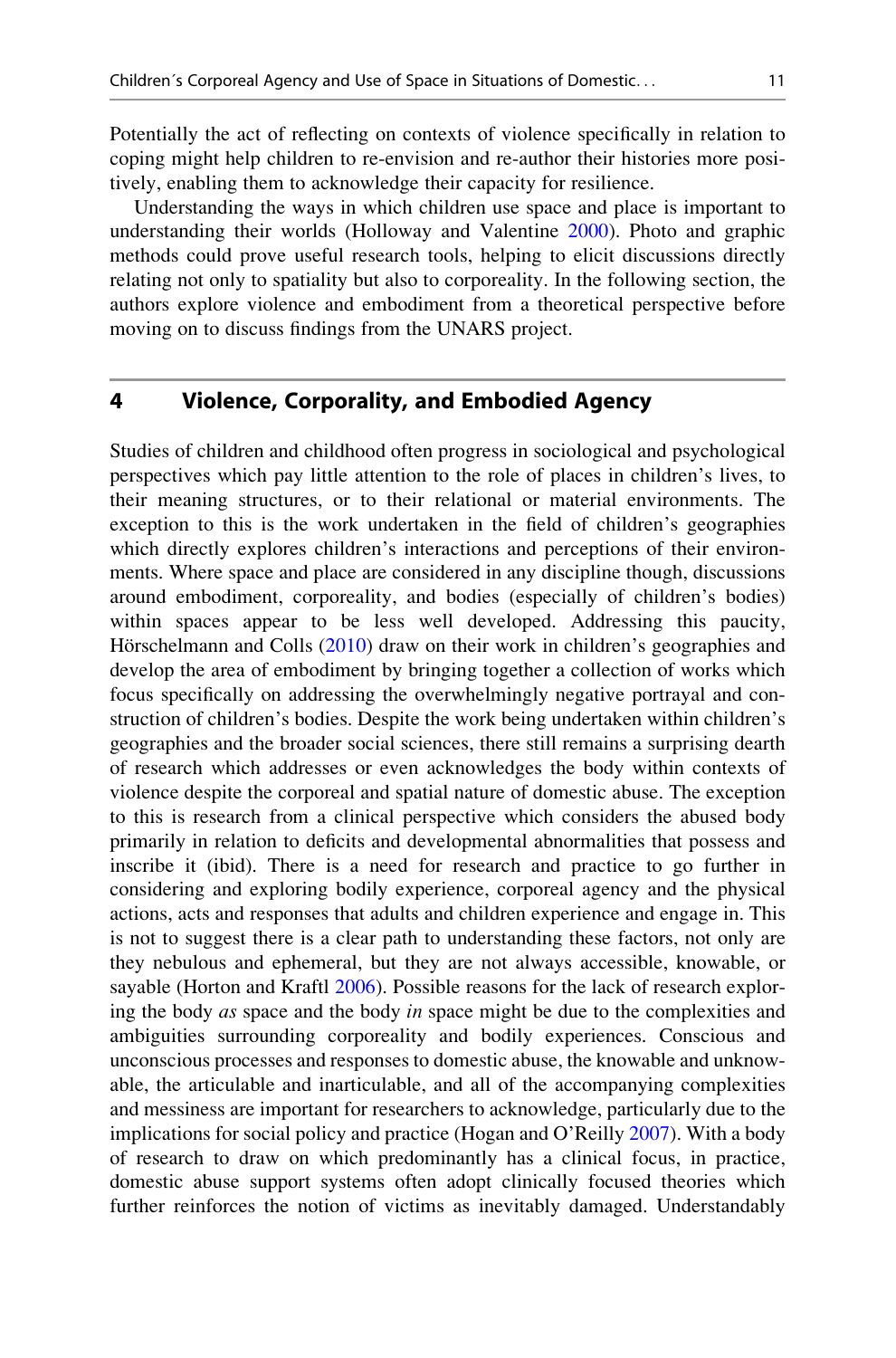Potentially the act of reflecting on contexts of violence specifically in relation to coping might help children to re-envision and re-author their histories more positively, enabling them to acknowledge their capacity for resilience.

Understanding the ways in which children use space and place is important to understanding their worlds (Holloway and Valentine 2000). Photo and graphic methods could prove useful research tools, helping to elicit discussions directly relating not only to spatiality but also to corporeality. In the following section, the authors explore violence and embodiment from a theoretical perspective before moving on to discuss findings from the UNARS project.

## 4 Violence, Corporality, and Embodied Agency

Studies of children and childhood often progress in sociological and psychological perspectives which pay little attention to the role of places in children's lives, to their meaning structures, or to their relational or material environments. The exception to this is the work undertaken in the field of children's geographies which directly explores children's interactions and perceptions of their environments. Where space and place are considered in any discipline though, discussions around embodiment, corporeality, and bodies (especially of children's bodies) within spaces appear to be less well developed. Addressing this paucity, Hörschelmann and Colls (2010) draw on their work in children's geographies and develop the area of embodiment by bringing together a collection of works which focus specifically on addressing the overwhelmingly negative portrayal and construction of children's bodies. Despite the work being undertaken within children's geographies and the broader social sciences, there still remains a surprising dearth of research which addresses or even acknowledges the body within contexts of violence despite the corporeal and spatial nature of domestic abuse. The exception to this is research from a clinical perspective which considers the abused body primarily in relation to deficits and developmental abnormalities that possess and inscribe it (ibid). There is a need for research and practice to go further in considering and exploring bodily experience, corporeal agency and the physical actions, acts and responses that adults and children experience and engage in. This is not to suggest there is a clear path to understanding these factors, not only are they nebulous and ephemeral, but they are not always accessible, knowable, or sayable (Horton and Kraftl 2006). Possible reasons for the lack of research exploring the body *as* space and the body *in* space might be due to the complexities and ambiguities surrounding corporeality and bodily experiences. Conscious and unconscious processes and responses to domestic abuse, the knowable and unknowable, the articulable and inarticulable, and all of the accompanying complexities and messiness are important for researchers to acknowledge, particularly due to the implications for social policy and practice (Hogan and O'Reilly 2007). With a body of research to draw on which predominantly has a clinical focus, in practice, domestic abuse support systems often adopt clinically focused theories which further reinforces the notion of victims as inevitably damaged. Understandably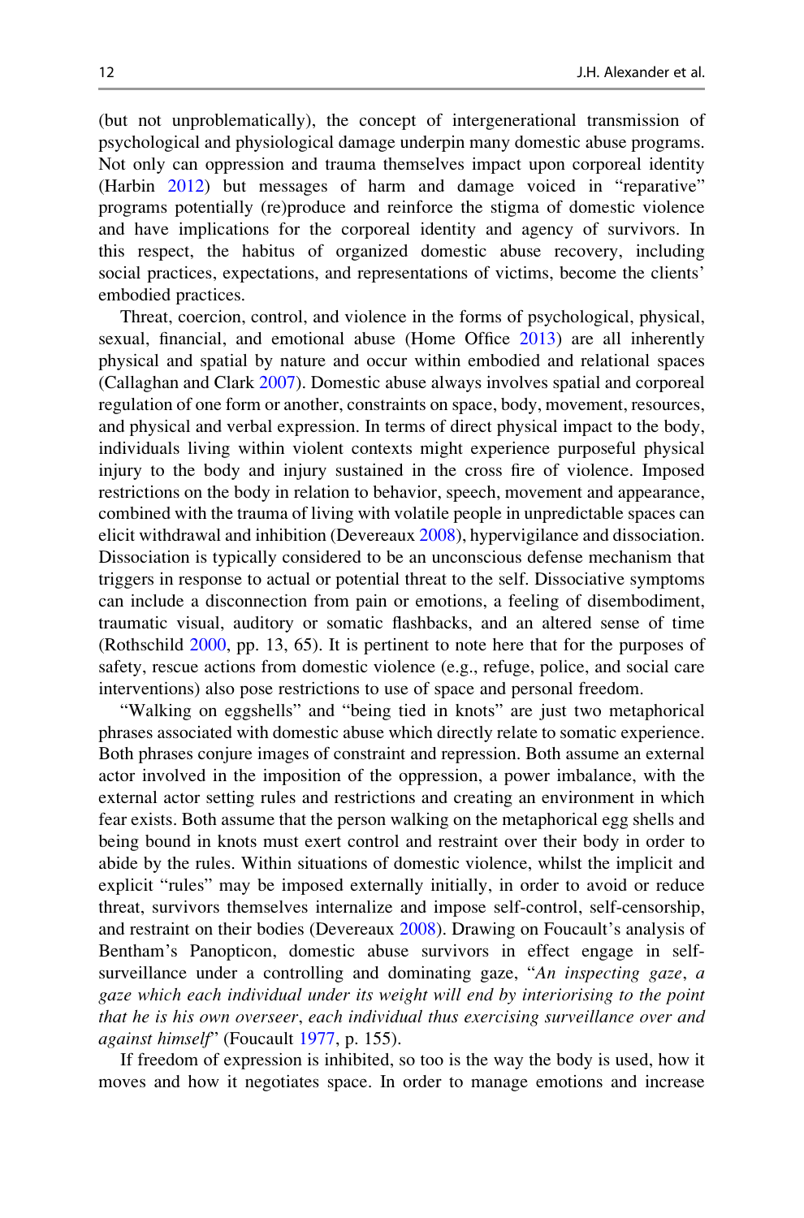(but not unproblematically), the concept of intergenerational transmission of psychological and physiological damage underpin many domestic abuse programs. Not only can oppression and trauma themselves impact upon corporeal identity (Harbin 2012) but messages of harm and damage voiced in "reparative" programs potentially (re)produce and reinforce the stigma of domestic violence and have implications for the corporeal identity and agency of survivors. In this respect, the habitus of organized domestic abuse recovery, including social practices, expectations, and representations of victims, become the clients' embodied practices.

Threat, coercion, control, and violence in the forms of psychological, physical, sexual, financial, and emotional abuse (Home Office 2013) are all inherently physical and spatial by nature and occur within embodied and relational spaces (Callaghan and Clark 2007). Domestic abuse always involves spatial and corporeal regulation of one form or another, constraints on space, body, movement, resources, and physical and verbal expression. In terms of direct physical impact to the body, individuals living within violent contexts might experience purposeful physical injury to the body and injury sustained in the cross fire of violence. Imposed restrictions on the body in relation to behavior, speech, movement and appearance, combined with the trauma of living with volatile people in unpredictable spaces can elicit withdrawal and inhibition (Devereaux 2008), hypervigilance and dissociation. Dissociation is typically considered to be an unconscious defense mechanism that triggers in response to actual or potential threat to the self. Dissociative symptoms can include a disconnection from pain or emotions, a feeling of disembodiment, traumatic visual, auditory or somatic flashbacks, and an altered sense of time (Rothschild 2000, pp. 13, 65). It is pertinent to note here that for the purposes of safety, rescue actions from domestic violence (e.g., refuge, police, and social care interventions) also pose restrictions to use of space and personal freedom.

"Walking on eggshells" and "being tied in knots" are just two metaphorical phrases associated with domestic abuse which directly relate to somatic experience. Both phrases conjure images of constraint and repression. Both assume an external actor involved in the imposition of the oppression, a power imbalance, with the external actor setting rules and restrictions and creating an environment in which fear exists. Both assume that the person walking on the metaphorical egg shells and being bound in knots must exert control and restraint over their body in order to abide by the rules. Within situations of domestic violence, whilst the implicit and explicit "rules" may be imposed externally initially, in order to avoid or reduce threat, survivors themselves internalize and impose self-control, self-censorship, and restraint on their bodies (Devereaux 2008). Drawing on Foucault's analysis of Bentham's Panopticon, domestic abuse survivors in effect engage in self-surveillance under a controlling and dominating gaze, "*An inspecting gaze, a gaze which each individual under its weight will end by interiorising to the point that he is his own overseer, each individual thus exercising surveillance over and against himself*" (Foucault 1977, p. 155).

If freedom of expression is inhibited, so too is the way the body is used, how it moves and how it negotiates space. In order to manage emotions and increase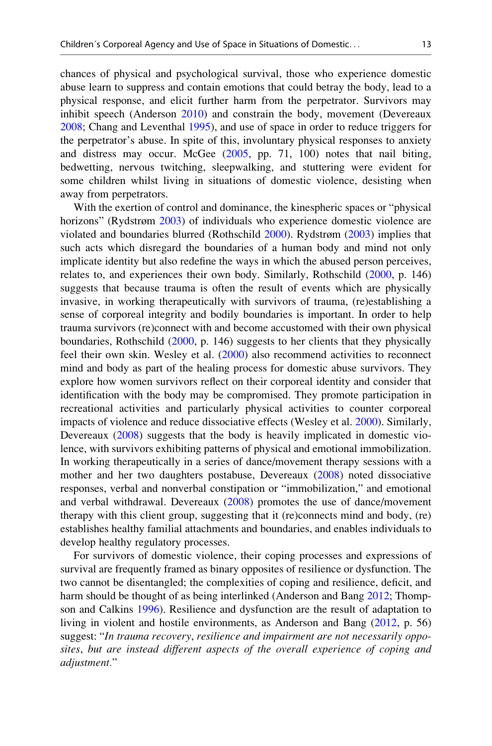chances of physical and psychological survival, those who experience domestic abuse learn to suppress and contain emotions that could betray the body, lead to a physical response, and elicit further harm from the perpetrator. Survivors may inhibit speech (Anderson 2010) and constrain the body, movement (Devereaux 2008; Chang and Leventhal 1995), and use of space in order to reduce triggers for the perpetrator's abuse. In spite of this, involuntary physical responses to anxiety and distress may occur. McGee (2005, pp. 71, 100) notes that nail biting, bedwetting, nervous twitching, sleepwalking, and stuttering were evident for some children whilst living in situations of domestic violence, desisting when away from perpetrators.

With the exertion of control and dominance, the kinespheric spaces or "physical horizons" (Rydstrøm 2003) of individuals who experience domestic violence are violated and boundaries blurred (Rothschild 2000). Rydstrøm (2003) implies that such acts which disregard the boundaries of a human body and mind not only implicate identity but also redefine the ways in which the abused person perceives, relates to, and experiences their own body. Similarly, Rothschild (2000, p. 146) suggests that because trauma is often the result of events which are physically invasive, in working therapeutically with survivors of trauma, (re)establishing a sense of corporeal integrity and bodily boundaries is important. In order to help trauma survivors (re)connect with and become accustomed with their own physical boundaries, Rothschild (2000, p. 146) suggests to her clients that they physically feel their own skin. Wesley et al. (2000) also recommend activities to reconnect mind and body as part of the healing process for domestic abuse survivors. They explore how women survivors reflect on their corporeal identity and consider that identification with the body may be compromised. They promote participation in recreational activities and particularly physical activities to counter corporeal impacts of violence and reduce dissociative effects (Wesley et al. 2000). Similarly, Devereaux (2008) suggests that the body is heavily implicated in domestic violence, with survivors exhibiting patterns of physical and emotional immobilization. In working therapeutically in a series of dance/movement therapy sessions with a mother and her two daughters postabuse, Devereaux (2008) noted dissociative responses, verbal and nonverbal constipation or "immobilization," and emotional and verbal withdrawal. Devereaux (2008) promotes the use of dance/movement therapy with this client group, suggesting that it (re)connects mind and body, (re) establishes healthy familial attachments and boundaries, and enables individuals to develop healthy regulatory processes.

For survivors of domestic violence, their coping processes and expressions of survival are frequently framed as binary opposites of resilience or dysfunction. The two cannot be disentangled; the complexities of coping and resilience, deficit, and harm should be thought of as being interlinked (Anderson and Bang 2012; Thompson and Calkins 1996). Resilience and dysfunction are the result of adaptation to living in violent and hostile environments, as Anderson and Bang (2012, p. 56) suggest: "*In trauma recovery, resilience and impairment are not necessarily opposites, but are instead different aspects of the overall experience of coping and adjustment*."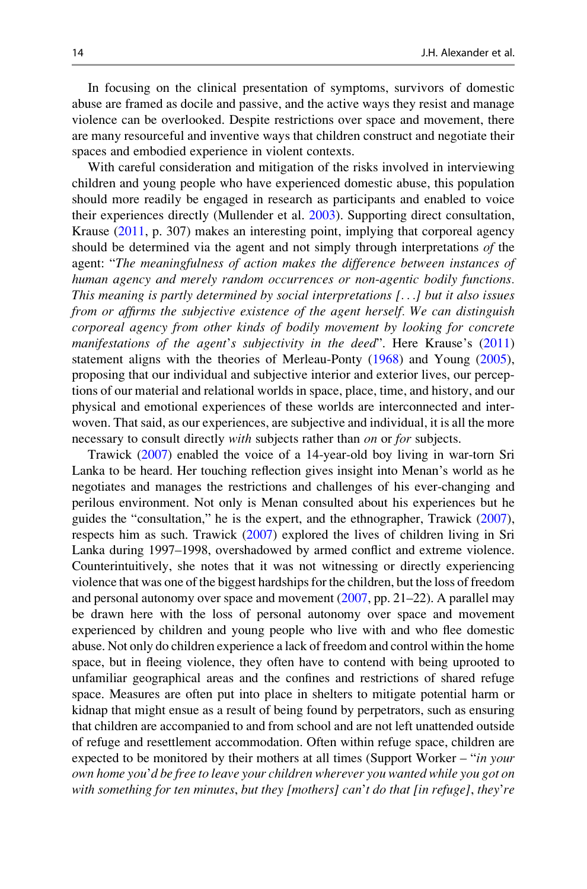In focusing on the clinical presentation of symptoms, survivors of domestic abuse are framed as docile and passive, and the active ways they resist and manage violence can be overlooked. Despite restrictions over space and movement, there are many resourceful and inventive ways that children construct and negotiate their spaces and embodied experience in violent contexts.

With careful consideration and mitigation of the risks involved in interviewing children and young people who have experienced domestic abuse, this population should more readily be engaged in research as participants and enabled to voice their experiences directly (Mullender et al. 2003). Supporting direct consultation, Krause (2011, p. 307) makes an interesting point, implying that corporeal agency should be determined via the agent and not simply through interpretations *of* the agent: "*The meaningfulness of action makes the difference between instances of human agency and merely random occurrences or non-agentic bodily functions. This meaning is partly determined by social interpretations [...] but it also issues from or affirms the subjective existence of the agent herself. We can distinguish corporeal agency from other kinds of bodily movement by looking for concrete manifestations of the agent's subjectivity in the deed*". Here Krause's (2011) statement aligns with the theories of Merleau-Ponty (1968) and Young (2005), proposing that our individual and subjective interior and exterior lives, our perceptions of our material and relational worlds in space, place, time, and history, and our physical and emotional experiences of these worlds are interconnected and interwoven. That said, as our experiences, are subjective and individual, it is all the more necessary to consult directly *with* subjects rather than *on* or *for* subjects.

Trawick (2007) enabled the voice of a 14-year-old boy living in war-torn Sri Lanka to be heard. Her touching reflection gives insight into Menan's world as he negotiates and manages the restrictions and challenges of his ever-changing and perilous environment. Not only is Menan consulted about his experiences but he guides the "consultation," he is the expert, and the ethnographer, Trawick (2007), respects him as such. Trawick (2007) explored the lives of children living in Sri Lanka during 1997–1998, overshadowed by armed conflict and extreme violence. Counterintuitively, she notes that it was not witnessing or directly experiencing violence that was one of the biggest hardships for the children, but the loss of freedom and personal autonomy over space and movement (2007, pp. 21–22). A parallel may be drawn here with the loss of personal autonomy over space and movement experienced by children and young people who live with and who flee domestic abuse. Not only do children experience a lack of freedom and control within the home space, but in fleeing violence, they often have to contend with being uprooted to unfamiliar geographical areas and the confines and restrictions of shared refuge space. Measures are often put into place in shelters to mitigate potential harm or kidnap that might ensue as a result of being found by perpetrators, such as ensuring that children are accompanied to and from school and are not left unattended outside of refuge and resettlement accommodation. Often within refuge space, children are expected to be monitored by their mothers at all times (Support Worker – "*in your own home you'd be free to leave your children wherever you wanted while you got on with something for ten minutes, but they [mothers] can't do that [in refuge], they're*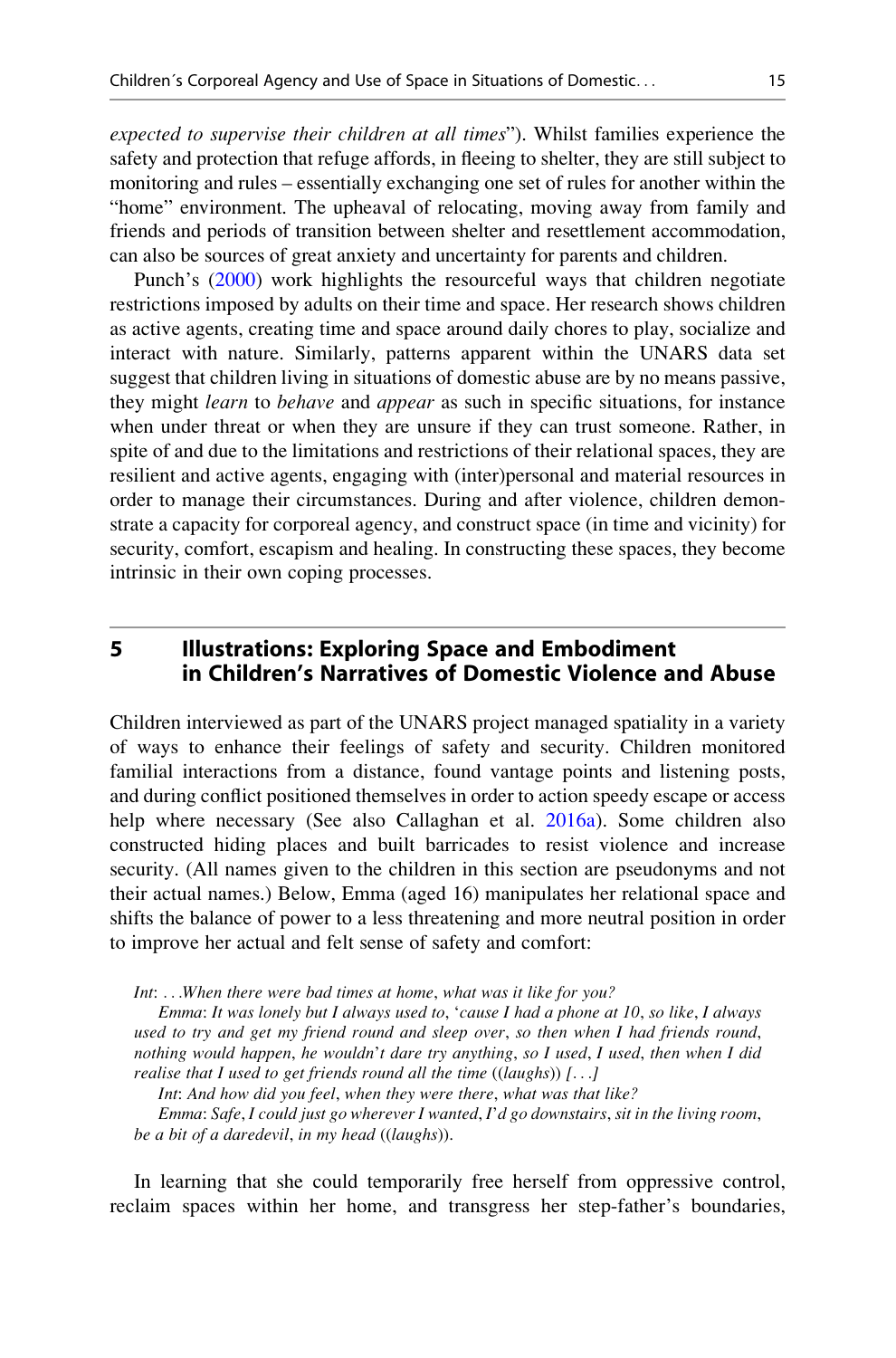*expected to supervise their children at all times*"). Whilst families experience the safety and protection that refuge affords, in fleeing to shelter, they are still subject to monitoring and rules – essentially exchanging one set of rules for another within the "home" environment. The upheaval of relocating, moving away from family and friends and periods of transition between shelter and resettlement accommodation, can also be sources of great anxiety and uncertainty for parents and children.

Punch's (2000) work highlights the resourceful ways that children negotiate restrictions imposed by adults on their time and space. Her research shows children as active agents, creating time and space around daily chores to play, socialize and interact with nature. Similarly, patterns apparent within the UNARS data set suggest that children living in situations of domestic abuse are by no means passive, they might *learn* to *behave* and *appear* as such in specific situations, for instance when under threat or when they are unsure if they can trust someone. Rather, in spite of and due to the limitations and restrictions of their relational spaces, they are resilient and active agents, engaging with (inter)personal and material resources in order to manage their circumstances. During and after violence, children demonstrate a capacity for corporeal agency, and construct space (in time and vicinity) for security, comfort, escapism and healing. In constructing these spaces, they become intrinsic in their own coping processes.

## 5 Illustrations: Exploring Space and Embodiment in Children's Narratives of Domestic Violence and Abuse

Children interviewed as part of the UNARS project managed spatiality in a variety of ways to enhance their feelings of safety and security. Children monitored familial interactions from a distance, found vantage points and listening posts, and during conflict positioned themselves in order to action speedy escape or access help where necessary (See also Callaghan et al. 2016a). Some children also constructed hiding places and built barricades to resist violence and increase security. (All names given to the children in this section are pseudonyms and not their actual names.) Below, Emma (aged 16) manipulates her relational space and shifts the balance of power to a less threatening and more neutral position in order to improve her actual and felt sense of safety and comfort:

> *Int*: *...When there were bad times at home, what was it like for you?*
>
> *Emma*: *It was lonely but I always used to, 'cause I had a phone at 10, so like, I always used to try and get my friend round and sleep over, so then when I had friends round, nothing would happen, he wouldn't dare try anything, so I used, I used, then when I did realise that I used to get friends round all the time ((laughs)) [...]*
>
> *Int*: *And how did you feel, when they were there, what was that like?*
>
> *Emma*: *Safe, I could just go wherever I wanted, I'd go downstairs, sit in the living room, be a bit of a daredevil, in my head ((laughs)).*

In learning that she could temporarily free herself from oppressive control, reclaim spaces within her home, and transgress her step-father's boundaries,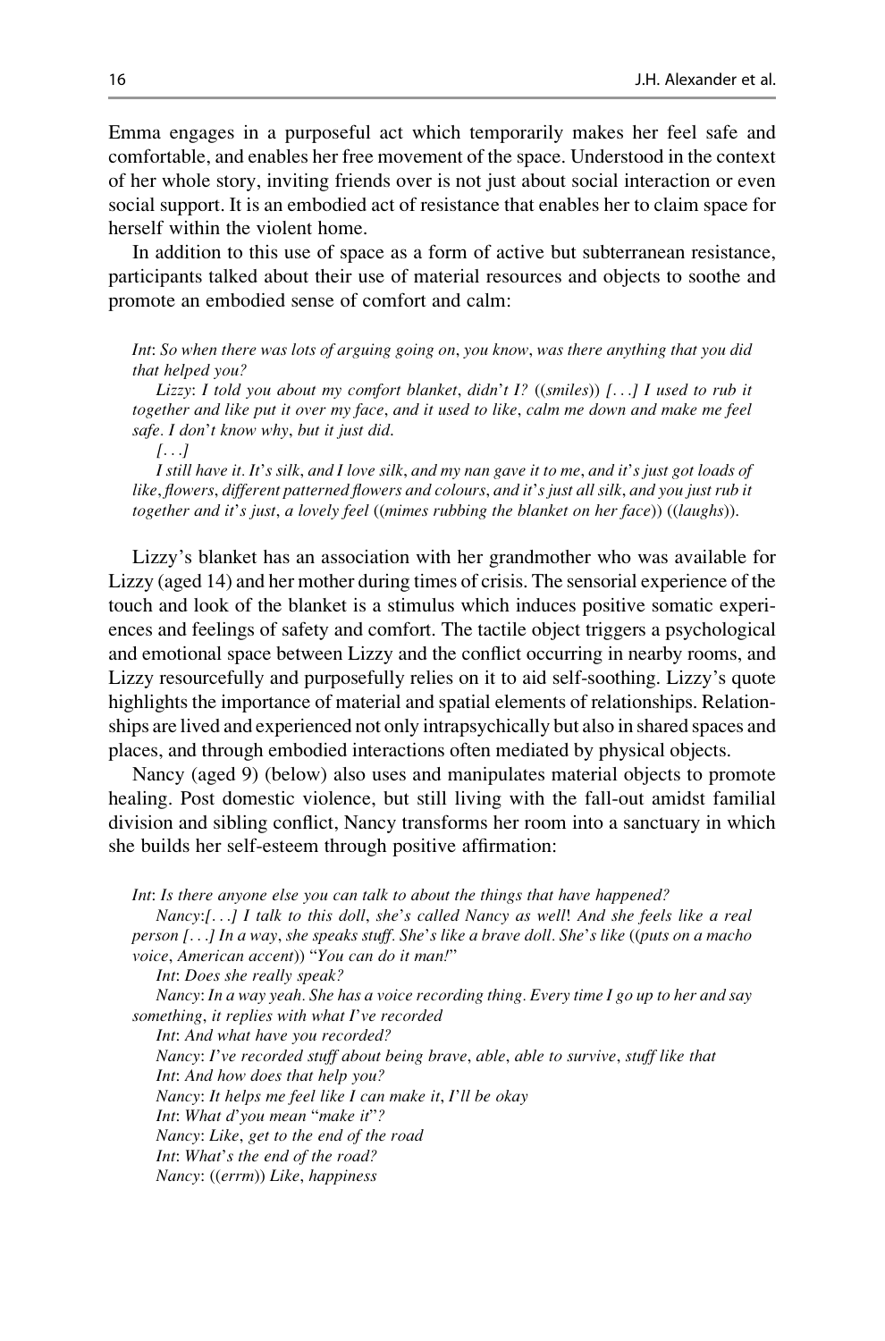Emma engages in a purposeful act which temporarily makes her feel safe and comfortable, and enables her free movement of the space. Understood in the context of her whole story, inviting friends over is not just about social interaction or even social support. It is an embodied act of resistance that enables her to claim space for herself within the violent home.

In addition to this use of space as a form of active but subterranean resistance, participants talked about their use of material resources and objects to soothe and promote an embodied sense of comfort and calm:

> *Int*: *So when there was lots of arguing going on, you know, was there anything that you did that helped you?*
>
> *Lizzy*: *I told you about my comfort blanket, didn't I?* ((*smiles*)) *[...] I used to rub it together and like put it over my face, and it used to like, calm me down and make me feel safe. I don't know why, but it just did.*
>
> *[...]*
>
> *I still have it. It's silk, and I love silk, and my nan gave it to me, and it's just got loads of like, flowers, different patterned flowers and colours, and it's just all silk, and you just rub it together and it's just, a lovely feel* ((*mimes rubbing the blanket on her face*)) ((*laughs*)).

Lizzy's blanket has an association with her grandmother who was available for Lizzy (aged 14) and her mother during times of crisis. The sensorial experience of the touch and look of the blanket is a stimulus which induces positive somatic experiences and feelings of safety and comfort. The tactile object triggers a psychological and emotional space between Lizzy and the conflict occurring in nearby rooms, and Lizzy resourcefully and purposefully relies on it to aid self-soothing. Lizzy's quote highlights the importance of material and spatial elements of relationships. Relationships are lived and experienced not only intrapsychically but also in shared spaces and places, and through embodied interactions often mediated by physical objects.

Nancy (aged 9) (below) also uses and manipulates material objects to promote healing. Post domestic violence, but still living with the fall-out amidst familial division and sibling conflict, Nancy transforms her room into a sanctuary in which she builds her self-esteem through positive affirmation:

> *Int*: *Is there anyone else you can talk to about the things that have happened?*
>
> *Nancy*:*[...] I talk to this doll, she's called Nancy as well! And she feels like a real person [...] In a way, she speaks stuff. She's like a brave doll. She's like* ((*puts on a macho voice, American accent*)) *"You can do it man!"*
>
> *Int*: *Does she really speak?*
>
> *Nancy*: *In a way yeah. She has a voice recording thing. Every time I go up to her and say something, it replies with what I've recorded*
>
> *Int*: *And what have you recorded?*
>
> *Nancy*: *I've recorded stuff about being brave, able, able to survive, stuff like that*
>
> *Int*: *And how does that help you?*
>
> *Nancy*: *It helps me feel like I can make it, I'll be okay*
>
> *Int*: *What d'you mean "make it"?*
>
> *Nancy*: *Like, get to the end of the road*
>
> *Int*: *What's the end of the road?*
>
> *Nancy*: ((*errm*)) *Like, happiness*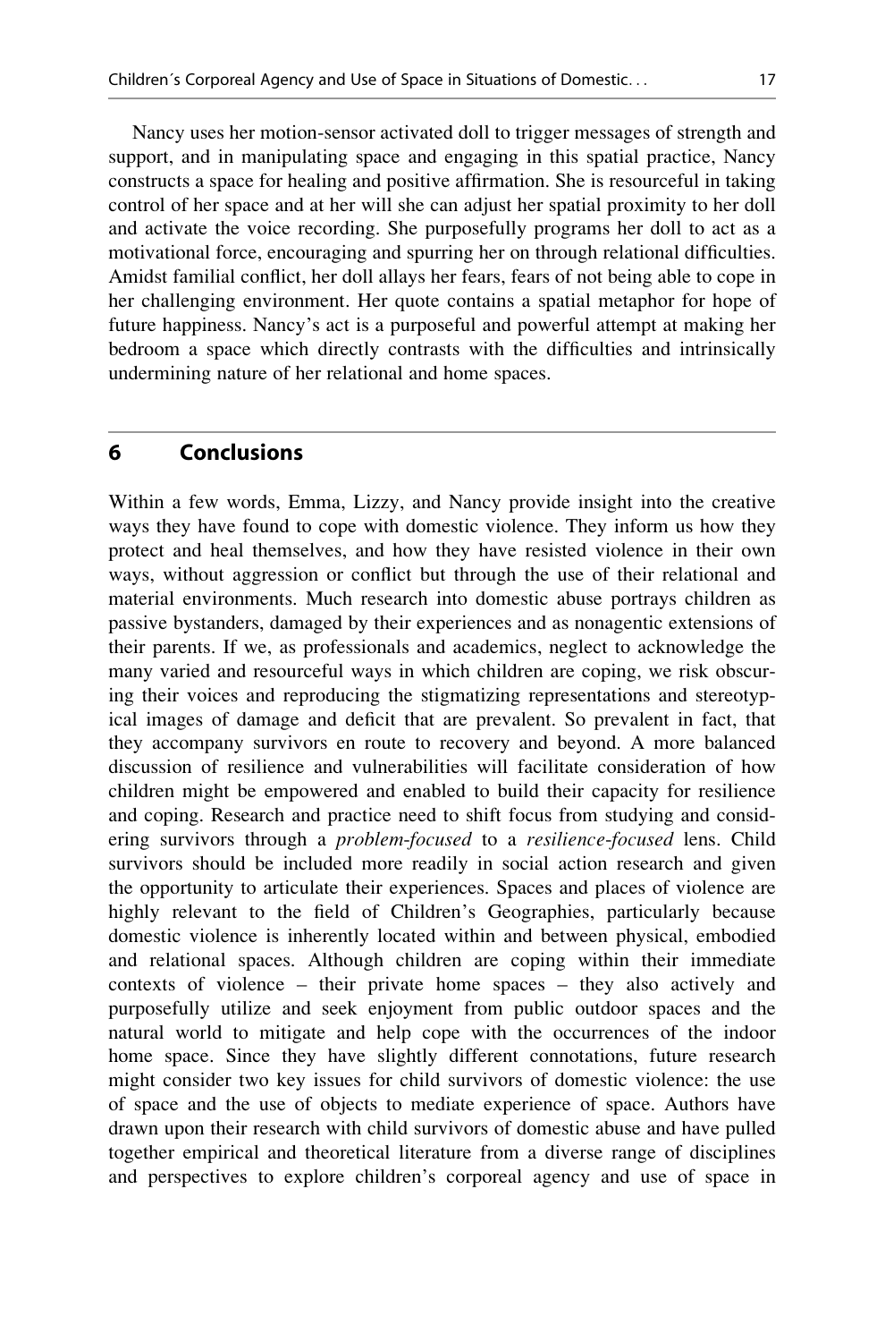Nancy uses her motion-sensor activated doll to trigger messages of strength and support, and in manipulating space and engaging in this spatial practice, Nancy constructs a space for healing and positive affirmation. She is resourceful in taking control of her space and at her will she can adjust her spatial proximity to her doll and activate the voice recording. She purposefully programs her doll to act as a motivational force, encouraging and spurring her on through relational difficulties. Amidst familial conflict, her doll allays her fears, fears of not being able to cope in her challenging environment. Her quote contains a spatial metaphor for hope of future happiness. Nancy's act is a purposeful and powerful attempt at making her bedroom a space which directly contrasts with the difficulties and intrinsically undermining nature of her relational and home spaces.

## 6 Conclusions

Within a few words, Emma, Lizzy, and Nancy provide insight into the creative ways they have found to cope with domestic violence. They inform us how they protect and heal themselves, and how they have resisted violence in their own ways, without aggression or conflict but through the use of their relational and material environments. Much research into domestic abuse portrays children as passive bystanders, damaged by their experiences and as nonagentic extensions of their parents. If we, as professionals and academics, neglect to acknowledge the many varied and resourceful ways in which children are coping, we risk obscuring their voices and reproducing the stigmatizing representations and stereotypical images of damage and deficit that are prevalent. So prevalent in fact, that they accompany survivors en route to recovery and beyond. A more balanced discussion of resilience and vulnerabilities will facilitate consideration of how children might be empowered and enabled to build their capacity for resilience and coping. Research and practice need to shift focus from studying and considering survivors through a *problem-focused* to a *resilience-focused* lens. Child survivors should be included more readily in social action research and given the opportunity to articulate their experiences. Spaces and places of violence are highly relevant to the field of Children's Geographies, particularly because domestic violence is inherently located within and between physical, embodied and relational spaces. Although children are coping within their immediate contexts of violence – their private home spaces – they also actively and purposefully utilize and seek enjoyment from public outdoor spaces and the natural world to mitigate and help cope with the occurrences of the indoor home space. Since they have slightly different connotations, future research might consider two key issues for child survivors of domestic violence: the use of space and the use of objects to mediate experience of space. Authors have drawn upon their research with child survivors of domestic abuse and have pulled together empirical and theoretical literature from a diverse range of disciplines and perspectives to explore children's corporeal agency and use of space in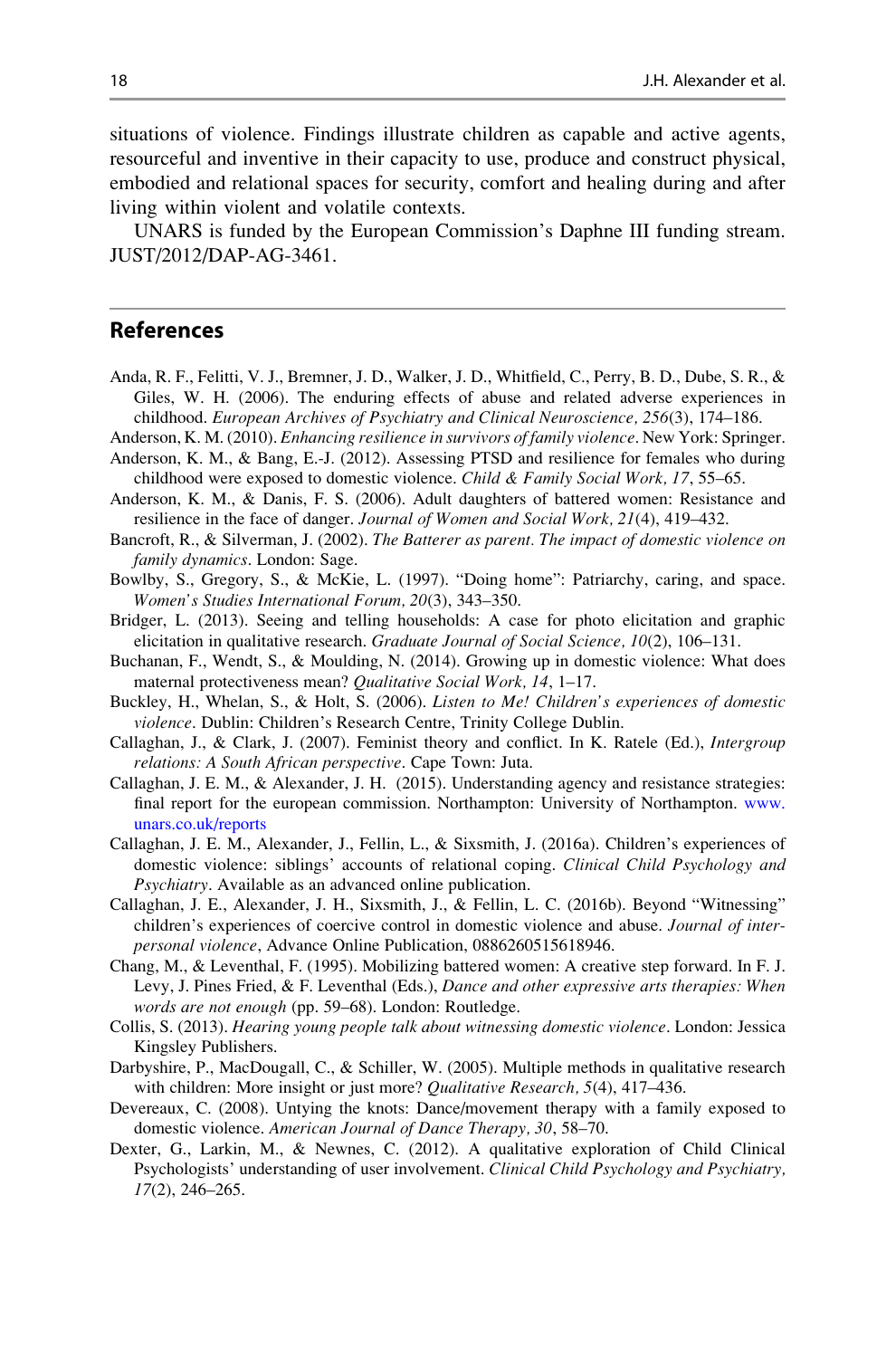situations of violence. Findings illustrate children as capable and active agents, resourceful and inventive in their capacity to use, produce and construct physical, embodied and relational spaces for security, comfort and healing during and after living within violent and volatile contexts.

UNARS is funded by the European Commission's Daphne III funding stream. JUST/2012/DAP-AG-3461.

## References

Anda, R. F., Felitti, V. J., Bremner, J. D., Walker, J. D., Whitfield, C., Perry, B. D., Dube, S. R., & Giles, W. H. (2006). The enduring effects of abuse and related adverse experiences in childhood. *European Archives of Psychiatry and Clinical Neuroscience, 256*(3), 174–186.

Anderson, K. M. (2010). *Enhancing resilience in survivors of family violence*. New York: Springer.

Anderson, K. M., & Bang, E.-J. (2012). Assessing PTSD and resilience for females who during childhood were exposed to domestic violence. *Child & Family Social Work, 17*, 55–65.

Anderson, K. M., & Danis, F. S. (2006). Adult daughters of battered women: Resistance and resilience in the face of danger. *Journal of Women and Social Work, 21*(4), 419–432.

Bancroft, R., & Silverman, J. (2002). *The Batterer as parent. The impact of domestic violence on family dynamics*. London: Sage.

Bowlby, S., Gregory, S., & McKie, L. (1997). "Doing home": Patriarchy, caring, and space. *Women's Studies International Forum, 20*(3), 343–350.

Bridger, L. (2013). Seeing and telling households: A case for photo elicitation and graphic elicitation in qualitative research. *Graduate Journal of Social Science, 10*(2), 106–131.

Buchanan, F., Wendt, S., & Moulding, N. (2014). Growing up in domestic violence: What does maternal protectiveness mean? *Qualitative Social Work, 14*, 1–17.

Buckley, H., Whelan, S., & Holt, S. (2006). *Listen to Me! Children's experiences of domestic violence*. Dublin: Children's Research Centre, Trinity College Dublin.

Callaghan, J., & Clark, J. (2007). Feminist theory and conflict. In K. Ratele (Ed.), *Intergroup relations: A South African perspective*. Cape Town: Juta.

Callaghan, J. E. M., & Alexander, J. H. (2015). Understanding agency and resistance strategies: final report for the european commission. Northampton: University of Northampton. www.unars.co.uk/reports

Callaghan, J. E. M., Alexander, J., Fellin, L., & Sixsmith, J. (2016a). Children's experiences of domestic violence: siblings' accounts of relational coping. *Clinical Child Psychology and Psychiatry*. Available as an advanced online publication.

Callaghan, J. E., Alexander, J. H., Sixsmith, J., & Fellin, L. C. (2016b). Beyond "Witnessing" children's experiences of coercive control in domestic violence and abuse. *Journal of interpersonal violence*, Advance Online Publication, 0886260515618946.

Chang, M., & Leventhal, F. (1995). Mobilizing battered women: A creative step forward. In F. J. Levy, J. Pines Fried, & F. Leventhal (Eds.), *Dance and other expressive arts therapies: When words are not enough* (pp. 59–68). London: Routledge.

Collis, S. (2013). *Hearing young people talk about witnessing domestic violence*. London: Jessica Kingsley Publishers.

Darbyshire, P., MacDougall, C., & Schiller, W. (2005). Multiple methods in qualitative research with children: More insight or just more? *Qualitative Research, 5*(4), 417–436.

Devereaux, C. (2008). Untying the knots: Dance/movement therapy with a family exposed to domestic violence. *American Journal of Dance Therapy, 30*, 58–70.

Dexter, G., Larkin, M., & Newnes, C. (2012). A qualitative exploration of Child Clinical Psychologists' understanding of user involvement. *Clinical Child Psychology and Psychiatry, 17*(2), 246–265.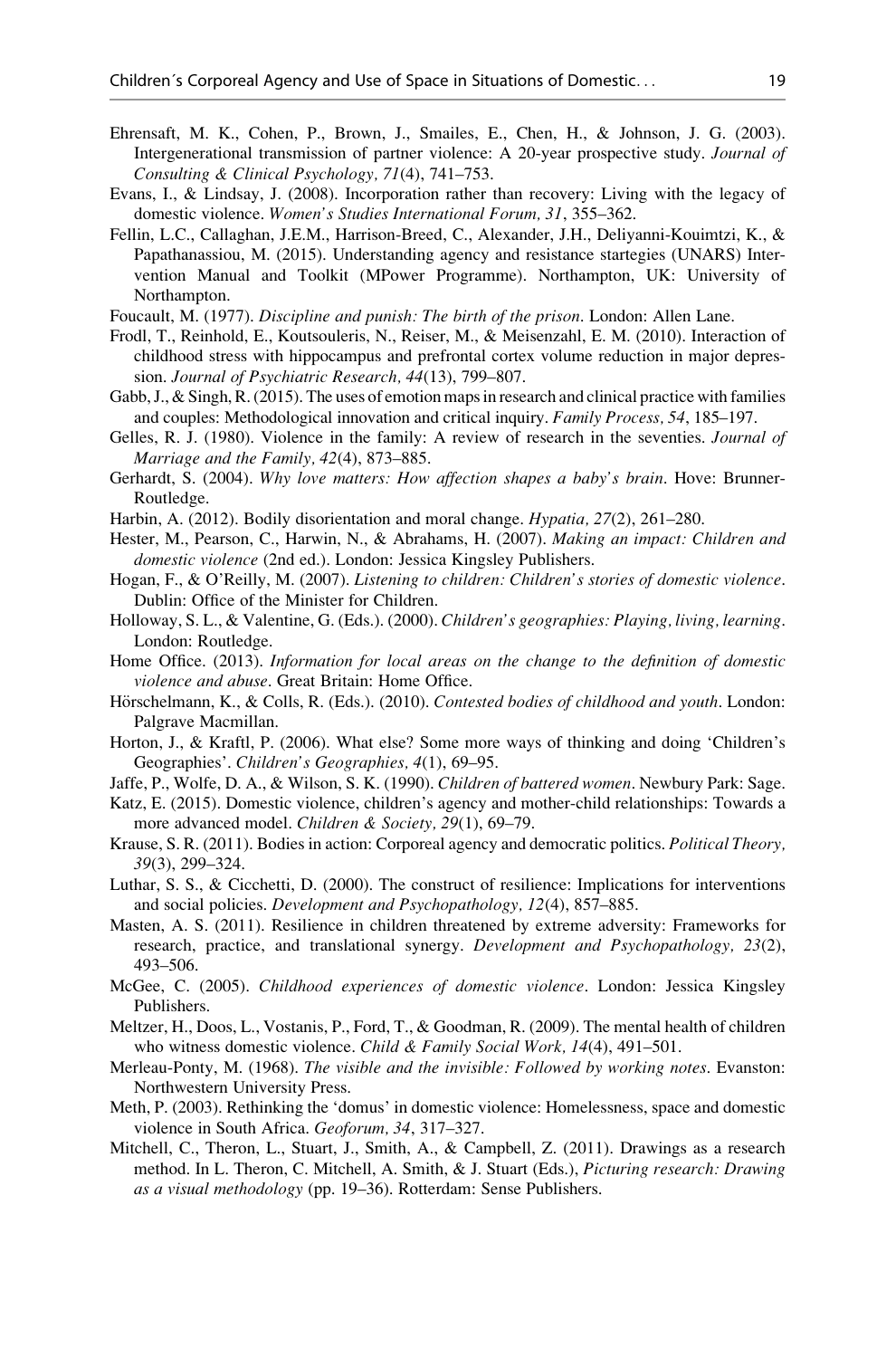Ehrensaft, M. K., Cohen, P., Brown, J., Smailes, E., Chen, H., & Johnson, J. G. (2003). Intergenerational transmission of partner violence: A 20-year prospective study. *Journal of Consulting & Clinical Psychology, 71*(4), 741–753.

Evans, I., & Lindsay, J. (2008). Incorporation rather than recovery: Living with the legacy of domestic violence. *Women's Studies International Forum, 31*, 355–362.

Fellin, L.C., Callaghan, J.E.M., Harrison-Breed, C., Alexander, J.H., Deliyanni-Kouimtzi, K., & Papathanassiou, M. (2015). Understanding agency and resistance startegies (UNARS) Intervention Manual and Toolkit (MPower Programme). Northampton, UK: University of Northampton.

Foucault, M. (1977). *Discipline and punish: The birth of the prison*. London: Allen Lane.

Frodl, T., Reinhold, E., Koutsouleris, N., Reiser, M., & Meisenzahl, E. M. (2010). Interaction of childhood stress with hippocampus and prefrontal cortex volume reduction in major depression. *Journal of Psychiatric Research, 44*(13), 799–807.

Gabb, J., & Singh, R. (2015). The uses of emotion maps in research and clinical practice with families and couples: Methodological innovation and critical inquiry. *Family Process, 54*, 185–197.

Gelles, R. J. (1980). Violence in the family: A review of research in the seventies. *Journal of Marriage and the Family, 42*(4), 873–885.

Gerhardt, S. (2004). *Why love matters: How affection shapes a baby's brain*. Hove: Brunner-Routledge.

Harbin, A. (2012). Bodily disorientation and moral change. *Hypatia, 27*(2), 261–280.

Hester, M., Pearson, C., Harwin, N., & Abrahams, H. (2007). *Making an impact: Children and domestic violence* (2nd ed.). London: Jessica Kingsley Publishers.

Hogan, F., & O'Reilly, M. (2007). *Listening to children: Children's stories of domestic violence*. Dublin: Office of the Minister for Children.

Holloway, S. L., & Valentine, G. (Eds.). (2000). *Children's geographies: Playing, living, learning*. London: Routledge.

Home Office. (2013). *Information for local areas on the change to the definition of domestic violence and abuse*. Great Britain: Home Office.

Hörschelmann, K., & Colls, R. (Eds.). (2010). *Contested bodies of childhood and youth*. London: Palgrave Macmillan.

Horton, J., & Kraftl, P. (2006). What else? Some more ways of thinking and doing 'Children's Geographies'. *Children's Geographies, 4*(1), 69–95.

Jaffe, P., Wolfe, D. A., & Wilson, S. K. (1990). *Children of battered women*. Newbury Park: Sage.

Katz, E. (2015). Domestic violence, children's agency and mother-child relationships: Towards a more advanced model. *Children & Society, 29*(1), 69–79.

Krause, S. R. (2011). Bodies in action: Corporeal agency and democratic politics. *Political Theory, 39*(3), 299–324.

Luthar, S. S., & Cicchetti, D. (2000). The construct of resilience: Implications for interventions and social policies. *Development and Psychopathology, 12*(4), 857–885.

Masten, A. S. (2011). Resilience in children threatened by extreme adversity: Frameworks for research, practice, and translational synergy. *Development and Psychopathology, 23*(2), 493–506.

McGee, C. (2005). *Childhood experiences of domestic violence*. London: Jessica Kingsley Publishers.

Meltzer, H., Doos, L., Vostanis, P., Ford, T., & Goodman, R. (2009). The mental health of children who witness domestic violence. *Child & Family Social Work, 14*(4), 491–501.

Merleau-Ponty, M. (1968). *The visible and the invisible: Followed by working notes*. Evanston: Northwestern University Press.

Meth, P. (2003). Rethinking the 'domus' in domestic violence: Homelessness, space and domestic violence in South Africa. *Geoforum, 34*, 317–327.

Mitchell, C., Theron, L., Stuart, J., Smith, A., & Campbell, Z. (2011). Drawings as a research method. In L. Theron, C. Mitchell, A. Smith, & J. Stuart (Eds.), *Picturing research: Drawing as a visual methodology* (pp. 19–36). Rotterdam: Sense Publishers.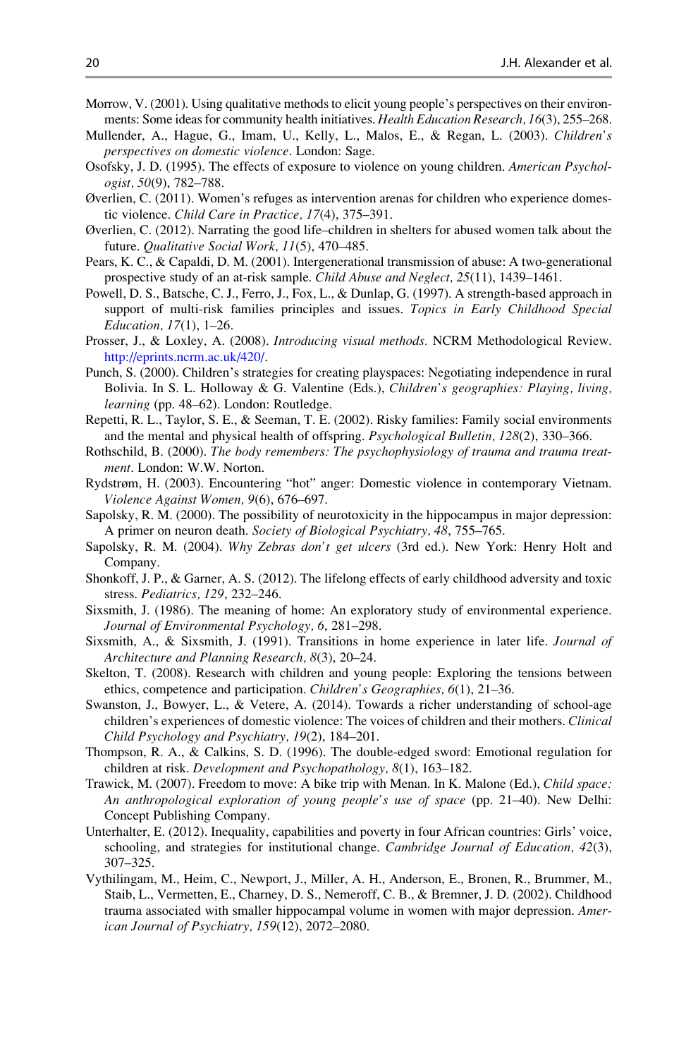Morrow, V. (2001). Using qualitative methods to elicit young people's perspectives on their environments: Some ideas for community health initiatives. *Health Education Research, 16*(3), 255–268.

Mullender, A., Hague, G., Imam, U., Kelly, L., Malos, E., & Regan, L. (2003). *Children's perspectives on domestic violence*. London: Sage.

Osofsky, J. D. (1995). The effects of exposure to violence on young children. *American Psychologist, 50*(9), 782–788.

Øverlien, C. (2011). Women's refuges as intervention arenas for children who experience domestic violence. *Child Care in Practice, 17*(4), 375–391.

Øverlien, C. (2012). Narrating the good life–children in shelters for abused women talk about the future. *Qualitative Social Work, 11*(5), 470–485.

Pears, K. C., & Capaldi, D. M. (2001). Intergenerational transmission of abuse: A two-generational prospective study of an at-risk sample. *Child Abuse and Neglect, 25*(11), 1439–1461.

Powell, D. S., Batsche, C. J., Ferro, J., Fox, L., & Dunlap, G. (1997). A strength-based approach in support of multi-risk families principles and issues. *Topics in Early Childhood Special Education, 17*(1), 1–26.

Prosser, J., & Loxley, A. (2008). *Introducing visual methods.* NCRM Methodological Review. http://eprints.ncrm.ac.uk/420/.

Punch, S. (2000). Children's strategies for creating playspaces: Negotiating independence in rural Bolivia. In S. L. Holloway & G. Valentine (Eds.), *Children's geographies: Playing, living, learning* (pp. 48–62). London: Routledge.

Repetti, R. L., Taylor, S. E., & Seeman, T. E. (2002). Risky families: Family social environments and the mental and physical health of offspring. *Psychological Bulletin, 128*(2), 330–366.

Rothschild, B. (2000). *The body remembers: The psychophysiology of trauma and trauma treatment*. London: W.W. Norton.

Rydstrøm, H. (2003). Encountering "hot" anger: Domestic violence in contemporary Vietnam. *Violence Against Women, 9*(6), 676–697.

Sapolsky, R. M. (2000). The possibility of neurotoxicity in the hippocampus in major depression: A primer on neuron death. *Society of Biological Psychiatry, 48*, 755–765.

Sapolsky, R. M. (2004). *Why Zebras don't get ulcers* (3rd ed.). New York: Henry Holt and Company.

Shonkoff, J. P., & Garner, A. S. (2012). The lifelong effects of early childhood adversity and toxic stress. *Pediatrics, 129*, 232–246.

Sixsmith, J. (1986). The meaning of home: An exploratory study of environmental experience. *Journal of Environmental Psychology, 6*, 281–298.

Sixsmith, A., & Sixsmith, J. (1991). Transitions in home experience in later life. *Journal of Architecture and Planning Research, 8*(3), 20–24.

Skelton, T. (2008). Research with children and young people: Exploring the tensions between ethics, competence and participation. *Children's Geographies, 6*(1), 21–36.

Swanston, J., Bowyer, L., & Vetere, A. (2014). Towards a richer understanding of school-age children's experiences of domestic violence: The voices of children and their mothers. *Clinical Child Psychology and Psychiatry, 19*(2), 184–201.

Thompson, R. A., & Calkins, S. D. (1996). The double-edged sword: Emotional regulation for children at risk. *Development and Psychopathology, 8*(1), 163–182.

Trawick, M. (2007). Freedom to move: A bike trip with Menan. In K. Malone (Ed.), *Child space: An anthropological exploration of young people's use of space* (pp. 21–40). New Delhi: Concept Publishing Company.

Unterhalter, E. (2012). Inequality, capabilities and poverty in four African countries: Girls' voice, schooling, and strategies for institutional change. *Cambridge Journal of Education, 42*(3), 307–325.

Vythilingam, M., Heim, C., Newport, J., Miller, A. H., Anderson, E., Bronen, R., Brummer, M., Staib, L., Vermetten, E., Charney, D. S., Nemeroff, C. B., & Bremner, J. D. (2002). Childhood trauma associated with smaller hippocampal volume in women with major depression. *American Journal of Psychiatry, 159*(12), 2072–2080.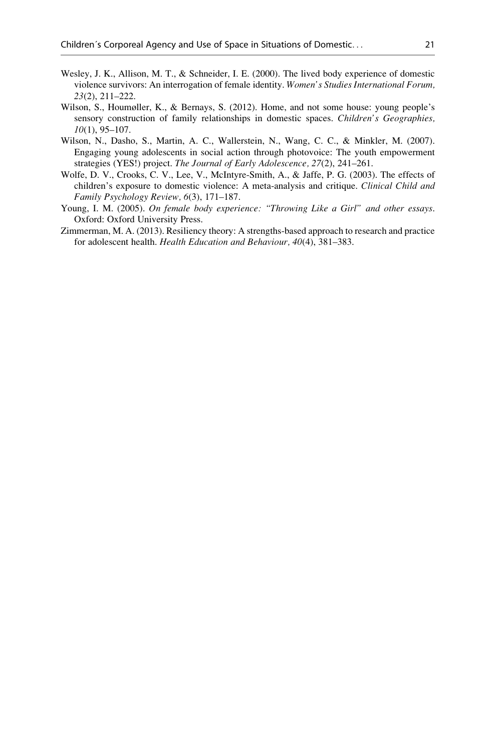Wesley, J. K., Allison, M. T., & Schneider, I. E. (2000). The lived body experience of domestic violence survivors: An interrogation of female identity. *Women's Studies International Forum, 23*(2), 211–222.

Wilson, S., Houmøller, K., & Bernays, S. (2012). Home, and not some house: young people's sensory construction of family relationships in domestic spaces. *Children's Geographies, 10*(1), 95–107.

Wilson, N., Dasho, S., Martin, A. C., Wallerstein, N., Wang, C. C., & Minkler, M. (2007). Engaging young adolescents in social action through photovoice: The youth empowerment strategies (YES!) project. *The Journal of Early Adolescence, 27*(2), 241–261.

Wolfe, D. V., Crooks, C. V., Lee, V., McIntyre-Smith, A., & Jaffe, P. G. (2003). The effects of children's exposure to domestic violence: A meta-analysis and critique. *Clinical Child and Family Psychology Review, 6*(3), 171–187.

Young, I. M. (2005). *On female body experience: "Throwing Like a Girl" and other essays*. Oxford: Oxford University Press.

Zimmerman, M. A. (2013). Resiliency theory: A strengths-based approach to research and practice for adolescent health. *Health Education and Behaviour, 40*(4), 381–383.